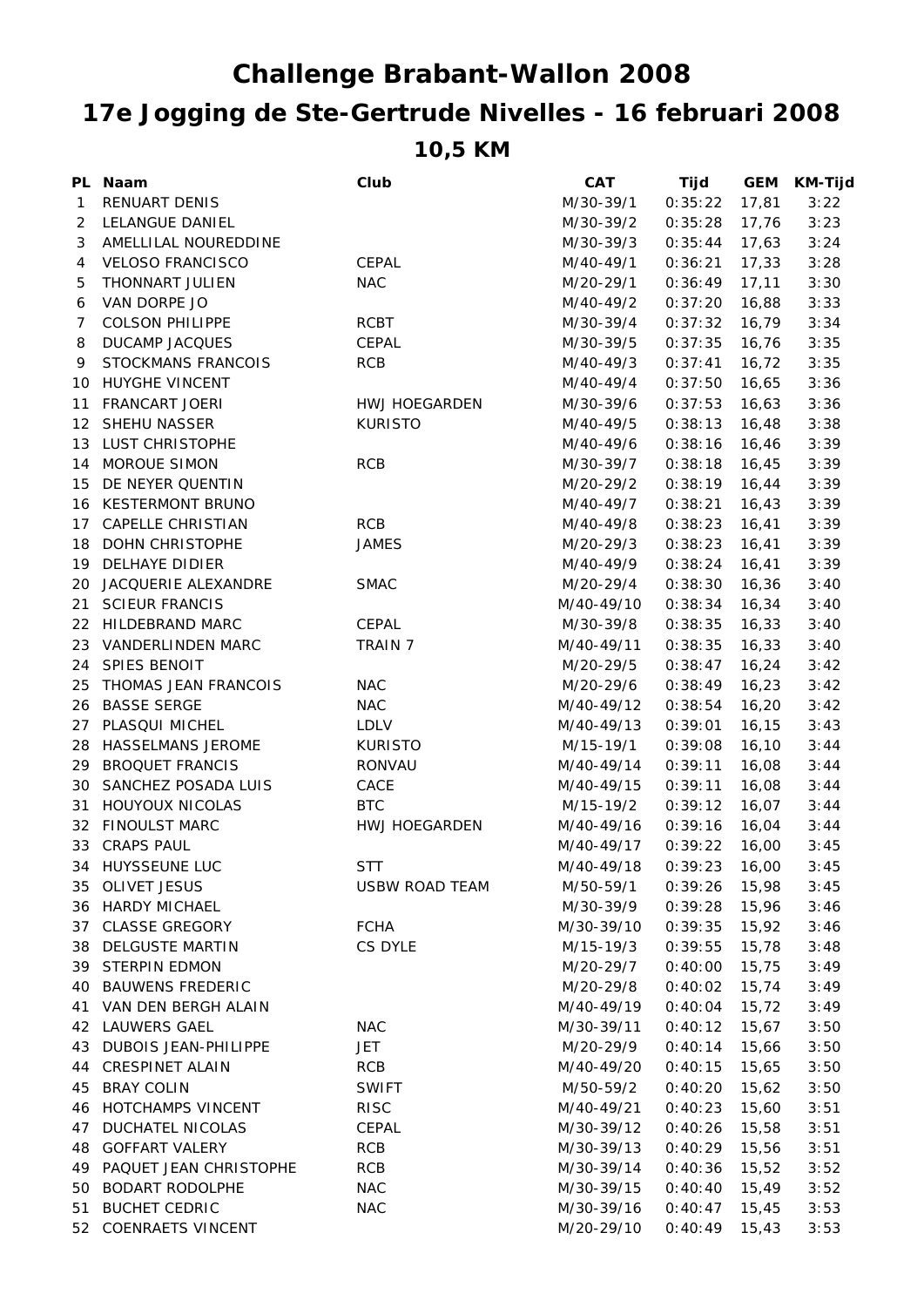# Challenge Brabant-Wallon 2008

# 17e Jogging de Ste-Gertrude Nivelles - 16 februari 2008

## 10,5 KM

| PL | Naam | Club | CAT | Tijd | GEM | KM-Tijd |
|---|---|---|---|---|---|---|
| 1 | RENUART DENIS | | M/30-39/1 | 0:35:22 | 17,81 | 3:22 |
| 2 | LELANGUE DANIEL | | M/30-39/2 | 0:35:28 | 17,76 | 3:23 |
| 3 | AMELLILAL NOUREDDINE | | M/30-39/3 | 0:35:44 | 17,63 | 3:24 |
| 4 | VELOSO FRANCISCO | CEPAL | M/40-49/1 | 0:36:21 | 17,33 | 3:28 |
| 5 | THONNART JULIEN | NAC | M/20-29/1 | 0:36:49 | 17,11 | 3:30 |
| 6 | VAN DORPE JO | | M/40-49/2 | 0:37:20 | 16,88 | 3:33 |
| 7 | COLSON PHILIPPE | RCBT | M/30-39/4 | 0:37:32 | 16,79 | 3:34 |
| 8 | DUCAMP JACQUES | CEPAL | M/30-39/5 | 0:37:35 | 16,76 | 3:35 |
| 9 | STOCKMANS FRANCOIS | RCB | M/40-49/3 | 0:37:41 | 16,72 | 3:35 |
| 10 | HUYGHE VINCENT | | M/40-49/4 | 0:37:50 | 16,65 | 3:36 |
| 11 | FRANCART JOERI | HWJ HOEGARDEN | M/30-39/6 | 0:37:53 | 16,63 | 3:36 |
| 12 | SHEHU NASSER | KURISTO | M/40-49/5 | 0:38:13 | 16,48 | 3:38 |
| 13 | LUST CHRISTOPHE | | M/40-49/6 | 0:38:16 | 16,46 | 3:39 |
| 14 | MOROUE SIMON | RCB | M/30-39/7 | 0:38:18 | 16,45 | 3:39 |
| 15 | DE NEYER QUENTIN | | M/20-29/2 | 0:38:19 | 16,44 | 3:39 |
| 16 | KESTERMONT BRUNO | | M/40-49/7 | 0:38:21 | 16,43 | 3:39 |
| 17 | CAPELLE CHRISTIAN | RCB | M/40-49/8 | 0:38:23 | 16,41 | 3:39 |
| 18 | DOHN CHRISTOPHE | JAMES | M/20-29/3 | 0:38:23 | 16,41 | 3:39 |
| 19 | DELHAYE DIDIER | | M/40-49/9 | 0:38:24 | 16,41 | 3:39 |
| 20 | JACQUERIE ALEXANDRE | SMAC | M/20-29/4 | 0:38:30 | 16,36 | 3:40 |
| 21 | SCIEUR FRANCIS | | M/40-49/10 | 0:38:34 | 16,34 | 3:40 |
| 22 | HILDEBRAND MARC | CEPAL | M/30-39/8 | 0:38:35 | 16,33 | 3:40 |
| 23 | VANDERLINDEN MARC | TRAIN 7 | M/40-49/11 | 0:38:35 | 16,33 | 3:40 |
| 24 | SPIES BENOIT | | M/20-29/5 | 0:38:47 | 16,24 | 3:42 |
| 25 | THOMAS JEAN FRANCOIS | NAC | M/20-29/6 | 0:38:49 | 16,23 | 3:42 |
| 26 | BASSE SERGE | NAC | M/40-49/12 | 0:38:54 | 16,20 | 3:42 |
| 27 | PLASQUI MICHEL | LDLV | M/40-49/13 | 0:39:01 | 16,15 | 3:43 |
| 28 | HASSELMANS JEROME | KURISTO | M/15-19/1 | 0:39:08 | 16,10 | 3:44 |
| 29 | BROQUET FRANCIS | RONVAU | M/40-49/14 | 0:39:11 | 16,08 | 3:44 |
| 30 | SANCHEZ POSADA LUIS | CACE | M/40-49/15 | 0:39:11 | 16,08 | 3:44 |
| 31 | HOUYOUX NICOLAS | BTC | M/15-19/2 | 0:39:12 | 16,07 | 3:44 |
| 32 | FINOULST MARC | HWJ HOEGARDEN | M/40-49/16 | 0:39:16 | 16,04 | 3:44 |
| 33 | CRAPS PAUL | | M/40-49/17 | 0:39:22 | 16,00 | 3:45 |
| 34 | HUYSSEUNE LUC | STT | M/40-49/18 | 0:39:23 | 16,00 | 3:45 |
| 35 | OLIVET JESUS | USBW ROAD TEAM | M/50-59/1 | 0:39:26 | 15,98 | 3:45 |
| 36 | HARDY MICHAEL | | M/30-39/9 | 0:39:28 | 15,96 | 3:46 |
| 37 | CLASSE GREGORY | FCHA | M/30-39/10 | 0:39:35 | 15,92 | 3:46 |
| 38 | DELGUSTE MARTIN | CS DYLE | M/15-19/3 | 0:39:55 | 15,78 | 3:48 |
| 39 | STERPIN EDMON | | M/20-29/7 | 0:40:00 | 15,75 | 3:49 |
| 40 | BAUWENS FREDERIC | | M/20-29/8 | 0:40:02 | 15,74 | 3:49 |
| 41 | VAN DEN BERGH ALAIN | | M/40-49/19 | 0:40:04 | 15,72 | 3:49 |
| 42 | LAUWERS GAEL | NAC | M/30-39/11 | 0:40:12 | 15,67 | 3:50 |
| 43 | DUBOIS JEAN-PHILIPPE | JET | M/20-29/9 | 0:40:14 | 15,66 | 3:50 |
| 44 | CRESPINET ALAIN | RCB | M/40-49/20 | 0:40:15 | 15,65 | 3:50 |
| 45 | BRAY COLIN | SWIFT | M/50-59/2 | 0:40:20 | 15,62 | 3:50 |
| 46 | HOTCHAMPS VINCENT | RISC | M/40-49/21 | 0:40:23 | 15,60 | 3:51 |
| 47 | DUCHATEL NICOLAS | CEPAL | M/30-39/12 | 0:40:26 | 15,58 | 3:51 |
| 48 | GOFFART VALERY | RCB | M/30-39/13 | 0:40:29 | 15,56 | 3:51 |
| 49 | PAQUET JEAN CHRISTOPHE | RCB | M/30-39/14 | 0:40:36 | 15,52 | 3:52 |
| 50 | BODART RODOLPHE | NAC | M/30-39/15 | 0:40:40 | 15,49 | 3:52 |
| 51 | BUCHET CEDRIC | NAC | M/30-39/16 | 0:40:47 | 15,45 | 3:53 |
| 52 | COENRAETS VINCENT | | M/20-29/10 | 0:40:49 | 15,43 | 3:53 |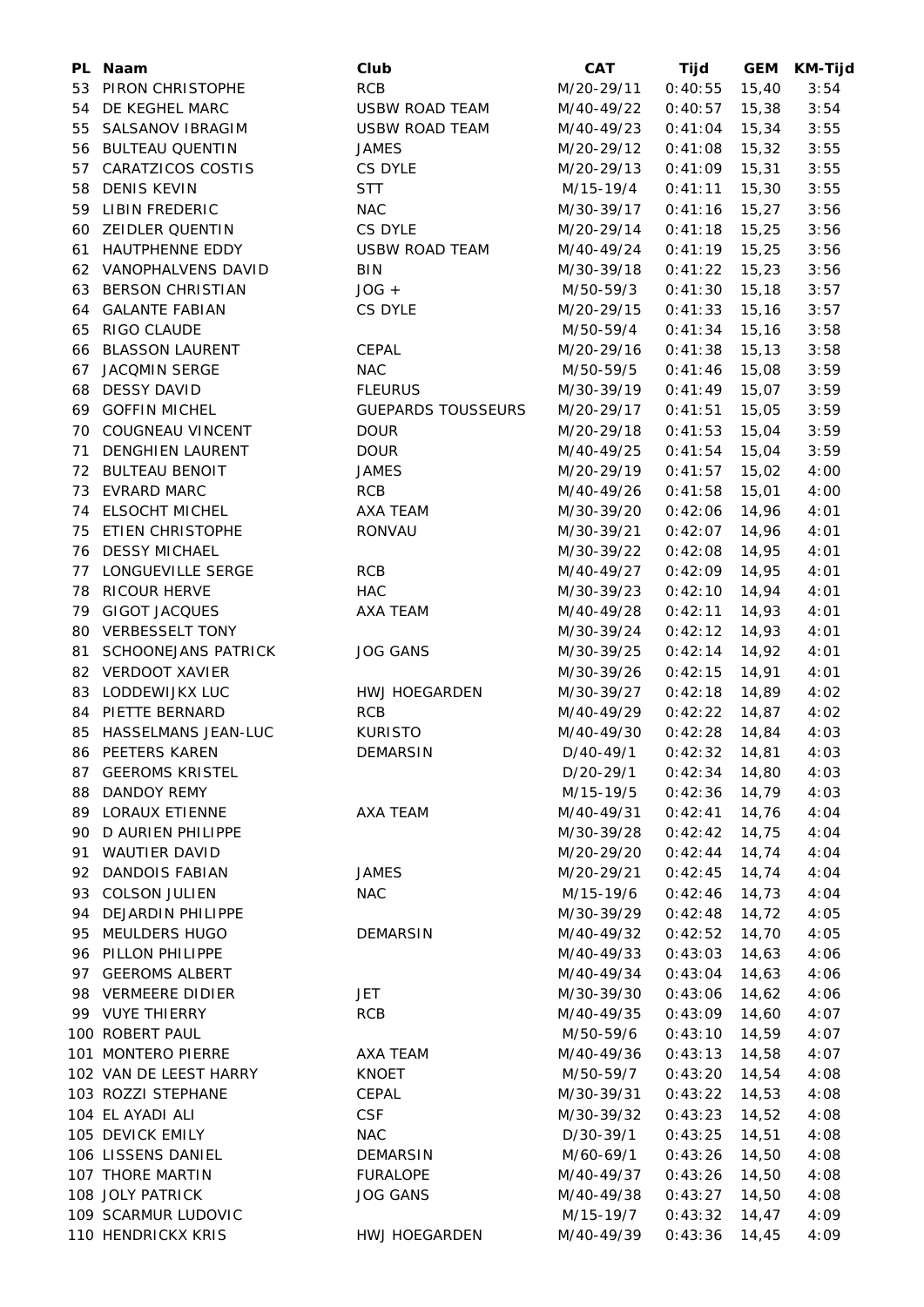| PL | Naam | Club | CAT | Tijd | GEM | KM-Tijd |
|---|---|---|---|---|---|---|
| 53 | PIRON CHRISTOPHE | RCB | M/20-29/11 | 0:40:55 | 15,40 | 3:54 |
| 54 | DE KEGHEL MARC | USBW ROAD TEAM | M/40-49/22 | 0:40:57 | 15,38 | 3:54 |
| 55 | SALSANOV IBRAGIM | USBW ROAD TEAM | M/40-49/23 | 0:41:04 | 15,34 | 3:55 |
| 56 | BULTEAU QUENTIN | JAMES | M/20-29/12 | 0:41:08 | 15,32 | 3:55 |
| 57 | CARATZICOS COSTIS | CS DYLE | M/20-29/13 | 0:41:09 | 15,31 | 3:55 |
| 58 | DENIS KEVIN | STT | M/15-19/4 | 0:41:11 | 15,30 | 3:55 |
| 59 | LIBIN FREDERIC | NAC | M/30-39/17 | 0:41:16 | 15,27 | 3:56 |
| 60 | ZEIDLER QUENTIN | CS DYLE | M/20-29/14 | 0:41:18 | 15,25 | 3:56 |
| 61 | HAUTPHENNE EDDY | USBW ROAD TEAM | M/40-49/24 | 0:41:19 | 15,25 | 3:56 |
| 62 | VANOPHALVENS DAVID | BIN | M/30-39/18 | 0:41:22 | 15,23 | 3:56 |
| 63 | BERSON CHRISTIAN | JOG + | M/50-59/3 | 0:41:30 | 15,18 | 3:57 |
| 64 | GALANTE FABIAN | CS DYLE | M/20-29/15 | 0:41:33 | 15,16 | 3:57 |
| 65 | RIGO CLAUDE | | M/50-59/4 | 0:41:34 | 15,16 | 3:58 |
| 66 | BLASSON LAURENT | CEPAL | M/20-29/16 | 0:41:38 | 15,13 | 3:58 |
| 67 | JACQMIN SERGE | NAC | M/50-59/5 | 0:41:46 | 15,08 | 3:59 |
| 68 | DESSY DAVID | FLEURUS | M/30-39/19 | 0:41:49 | 15,07 | 3:59 |
| 69 | GOFFIN MICHEL | GUEPARDS TOUSSEURS | M/20-29/17 | 0:41:51 | 15,05 | 3:59 |
| 70 | COUGNEAU VINCENT | DOUR | M/20-29/18 | 0:41:53 | 15,04 | 3:59 |
| 71 | DENGHIEN LAURENT | DOUR | M/40-49/25 | 0:41:54 | 15,04 | 3:59 |
| 72 | BULTEAU BENOIT | JAMES | M/20-29/19 | 0:41:57 | 15,02 | 4:00 |
| 73 | EVRARD MARC | RCB | M/40-49/26 | 0:41:58 | 15,01 | 4:00 |
| 74 | ELSOCHT MICHEL | AXA TEAM | M/30-39/20 | 0:42:06 | 14,96 | 4:01 |
| 75 | ETIEN CHRISTOPHE | RONVAU | M/30-39/21 | 0:42:07 | 14,96 | 4:01 |
| 76 | DESSY MICHAEL | | M/30-39/22 | 0:42:08 | 14,95 | 4:01 |
| 77 | LONGUEVILLE SERGE | RCB | M/40-49/27 | 0:42:09 | 14,95 | 4:01 |
| 78 | RICOUR HERVE | HAC | M/30-39/23 | 0:42:10 | 14,94 | 4:01 |
| 79 | GIGOT JACQUES | AXA TEAM | M/40-49/28 | 0:42:11 | 14,93 | 4:01 |
| 80 | VERBESSELT TONY | | M/30-39/24 | 0:42:12 | 14,93 | 4:01 |
| 81 | SCHOONEJANS PATRICK | JOG GANS | M/30-39/25 | 0:42:14 | 14,92 | 4:01 |
| 82 | VERDOOT XAVIER | | M/30-39/26 | 0:42:15 | 14,91 | 4:01 |
| 83 | LODDEWIJKX LUC | HWJ HOEGARDEN | M/30-39/27 | 0:42:18 | 14,89 | 4:02 |
| 84 | PIETTE BERNARD | RCB | M/40-49/29 | 0:42:22 | 14,87 | 4:02 |
| 85 | HASSELMANS JEAN-LUC | KURISTO | M/40-49/30 | 0:42:28 | 14,84 | 4:03 |
| 86 | PEETERS KAREN | DEMARSIN | D/40-49/1 | 0:42:32 | 14,81 | 4:03 |
| 87 | GEEROMS KRISTEL | | D/20-29/1 | 0:42:34 | 14,80 | 4:03 |
| 88 | DANDOY REMY | | M/15-19/5 | 0:42:36 | 14,79 | 4:03 |
| 89 | LORAUX ETIENNE | AXA TEAM | M/40-49/31 | 0:42:41 | 14,76 | 4:04 |
| 90 | D AURIEN PHILIPPE | | M/30-39/28 | 0:42:42 | 14,75 | 4:04 |
| 91 | WAUTIER DAVID | | M/20-29/20 | 0:42:44 | 14,74 | 4:04 |
| 92 | DANDOIS FABIAN | JAMES | M/20-29/21 | 0:42:45 | 14,74 | 4:04 |
| 93 | COLSON JULIEN | NAC | M/15-19/6 | 0:42:46 | 14,73 | 4:04 |
| 94 | DEJARDIN PHILIPPE | | M/30-39/29 | 0:42:48 | 14,72 | 4:05 |
| 95 | MEULDERS HUGO | DEMARSIN | M/40-49/32 | 0:42:52 | 14,70 | 4:05 |
| 96 | PILLON PHILIPPE | | M/40-49/33 | 0:43:03 | 14,63 | 4:06 |
| 97 | GEEROMS ALBERT | | M/40-49/34 | 0:43:04 | 14,63 | 4:06 |
| 98 | VERMEERE DIDIER | JET | M/30-39/30 | 0:43:06 | 14,62 | 4:06 |
| 99 | VUYE THIERRY | RCB | M/40-49/35 | 0:43:09 | 14,60 | 4:07 |
| 100 | ROBERT PAUL | | M/50-59/6 | 0:43:10 | 14,59 | 4:07 |
| 101 | MONTERO PIERRE | AXA TEAM | M/40-49/36 | 0:43:13 | 14,58 | 4:07 |
| 102 | VAN DE LEEST HARRY | KNOET | M/50-59/7 | 0:43:20 | 14,54 | 4:08 |
| 103 | ROZZI STEPHANE | CEPAL | M/30-39/31 | 0:43:22 | 14,53 | 4:08 |
| 104 | EL AYADI ALI | CSF | M/30-39/32 | 0:43:23 | 14,52 | 4:08 |
| 105 | DEVICK EMILY | NAC | D/30-39/1 | 0:43:25 | 14,51 | 4:08 |
| 106 | LISSENS DANIEL | DEMARSIN | M/60-69/1 | 0:43:26 | 14,50 | 4:08 |
| 107 | THORE MARTIN | FURALOPE | M/40-49/37 | 0:43:26 | 14,50 | 4:08 |
| 108 | JOLY PATRICK | JOG GANS | M/40-49/38 | 0:43:27 | 14,50 | 4:08 |
| 109 | SCARMUR LUDOVIC | | M/15-19/7 | 0:43:32 | 14,47 | 4:09 |
| 110 | HENDRICKX KRIS | HWJ HOEGARDEN | M/40-49/39 | 0:43:36 | 14,45 | 4:09 |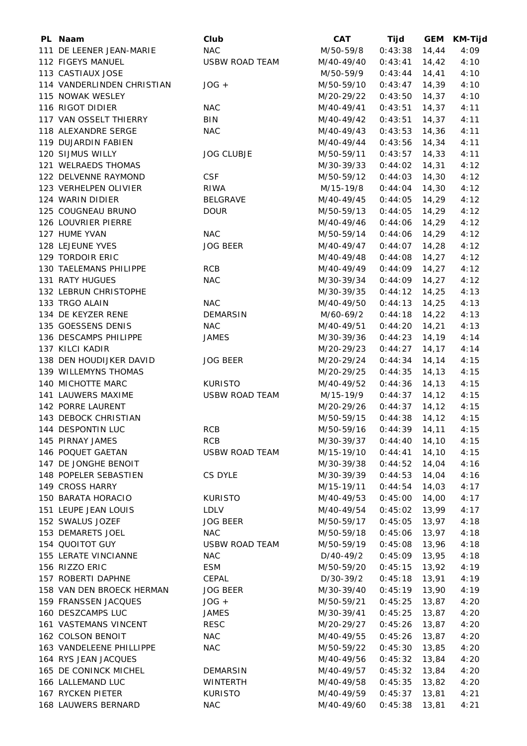| PL | Naam | Club | CAT | Tijd | GEM | KM-Tijd |
|---|---|---|---|---|---|---|
| 111 | DE LEENER JEAN-MARIE | NAC | M/50-59/8 | 0:43:38 | 14,44 | 4:09 |
| 112 | FIGEYS MANUEL | USBW ROAD TEAM | M/40-49/40 | 0:43:41 | 14,42 | 4:10 |
| 113 | CASTIAUX JOSE | | M/50-59/9 | 0:43:44 | 14,41 | 4:10 |
| 114 | VANDERLINDEN CHRISTIAN | JOG + | M/50-59/10 | 0:43:47 | 14,39 | 4:10 |
| 115 | NOWAK WESLEY | | M/20-29/22 | 0:43:50 | 14,37 | 4:10 |
| 116 | RIGOT DIDIER | NAC | M/40-49/41 | 0:43:51 | 14,37 | 4:11 |
| 117 | VAN OSSELT THIERRY | BIN | M/40-49/42 | 0:43:51 | 14,37 | 4:11 |
| 118 | ALEXANDRE SERGE | NAC | M/40-49/43 | 0:43:53 | 14,36 | 4:11 |
| 119 | DUJARDIN FABIEN | | M/40-49/44 | 0:43:56 | 14,34 | 4:11 |
| 120 | SIJMUS WILLY | JOG CLUBJE | M/50-59/11 | 0:43:57 | 14,33 | 4:11 |
| 121 | WELRAEDS THOMAS | | M/30-39/33 | 0:44:02 | 14,31 | 4:12 |
| 122 | DELVENNE RAYMOND | CSF | M/50-59/12 | 0:44:03 | 14,30 | 4:12 |
| 123 | VERHELPEN OLIVIER | RIWA | M/15-19/8 | 0:44:04 | 14,30 | 4:12 |
| 124 | WARIN DIDIER | BELGRAVE | M/40-49/45 | 0:44:05 | 14,29 | 4:12 |
| 125 | COUGNEAU BRUNO | DOUR | M/50-59/13 | 0:44:05 | 14,29 | 4:12 |
| 126 | LOUVRIER PIERRE | | M/40-49/46 | 0:44:06 | 14,29 | 4:12 |
| 127 | HUME YVAN | NAC | M/50-59/14 | 0:44:06 | 14,29 | 4:12 |
| 128 | LEJEUNE YVES | JOG BEER | M/40-49/47 | 0:44:07 | 14,28 | 4:12 |
| 129 | TORDOIR ERIC | | M/40-49/48 | 0:44:08 | 14,27 | 4:12 |
| 130 | TAELEMANS PHILIPPE | RCB | M/40-49/49 | 0:44:09 | 14,27 | 4:12 |
| 131 | RATY HUGUES | NAC | M/30-39/34 | 0:44:09 | 14,27 | 4:12 |
| 132 | LEBRUN CHRISTOPHE | | M/30-39/35 | 0:44:12 | 14,25 | 4:13 |
| 133 | TRGO ALAIN | NAC | M/40-49/50 | 0:44:13 | 14,25 | 4:13 |
| 134 | DE KEYZER RENE | DEMARSIN | M/60-69/2 | 0:44:18 | 14,22 | 4:13 |
| 135 | GOESSENS DENIS | NAC | M/40-49/51 | 0:44:20 | 14,21 | 4:13 |
| 136 | DESCAMPS PHILIPPE | JAMES | M/30-39/36 | 0:44:23 | 14,19 | 4:14 |
| 137 | KILCI KADIR | | M/20-29/23 | 0:44:27 | 14,17 | 4:14 |
| 138 | DEN HOUDIJKER DAVID | JOG BEER | M/20-29/24 | 0:44:34 | 14,14 | 4:15 |
| 139 | WILLEMYNS THOMAS | | M/20-29/25 | 0:44:35 | 14,13 | 4:15 |
| 140 | MICHOTTE MARC | KURISTO | M/40-49/52 | 0:44:36 | 14,13 | 4:15 |
| 141 | LAUWERS MAXIME | USBW ROAD TEAM | M/15-19/9 | 0:44:37 | 14,12 | 4:15 |
| 142 | PORRE LAURENT | | M/20-29/26 | 0:44:37 | 14,12 | 4:15 |
| 143 | DEBOCK CHRISTIAN | | M/50-59/15 | 0:44:38 | 14,12 | 4:15 |
| 144 | DESPONTIN LUC | RCB | M/50-59/16 | 0:44:39 | 14,11 | 4:15 |
| 145 | PIRNAY JAMES | RCB | M/30-39/37 | 0:44:40 | 14,10 | 4:15 |
| 146 | POQUET GAETAN | USBW ROAD TEAM | M/15-19/10 | 0:44:41 | 14,10 | 4:15 |
| 147 | DE JONGHE BENOIT | | M/30-39/38 | 0:44:52 | 14,04 | 4:16 |
| 148 | POPELER SEBASTIEN | CS DYLE | M/30-39/39 | 0:44:53 | 14,04 | 4:16 |
| 149 | CROSS HARRY | | M/15-19/11 | 0:44:54 | 14,03 | 4:17 |
| 150 | BARATA HORACIO | KURISTO | M/40-49/53 | 0:45:00 | 14,00 | 4:17 |
| 151 | LEUPE JEAN LOUIS | LDLV | M/40-49/54 | 0:45:02 | 13,99 | 4:17 |
| 152 | SWALUS JOZEF | JOG BEER | M/50-59/17 | 0:45:05 | 13,97 | 4:18 |
| 153 | DEMARETS JOEL | NAC | M/50-59/18 | 0:45:06 | 13,97 | 4:18 |
| 154 | QUOITOT GUY | USBW ROAD TEAM | M/50-59/19 | 0:45:08 | 13,96 | 4:18 |
| 155 | LERATE VINCIANNE | NAC | D/40-49/2 | 0:45:09 | 13,95 | 4:18 |
| 156 | RIZZO ERIC | ESM | M/50-59/20 | 0:45:15 | 13,92 | 4:19 |
| 157 | ROBERTI DAPHNE | CEPAL | D/30-39/2 | 0:45:18 | 13,91 | 4:19 |
| 158 | VAN DEN BROECK HERMAN | JOG BEER | M/30-39/40 | 0:45:19 | 13,90 | 4:19 |
| 159 | FRANSSEN JACQUES | JOG + | M/50-59/21 | 0:45:25 | 13,87 | 4:20 |
| 160 | DESZCAMPS LUC | JAMES | M/30-39/41 | 0:45:25 | 13,87 | 4:20 |
| 161 | VASTEMANS VINCENT | RESC | M/20-29/27 | 0:45:26 | 13,87 | 4:20 |
| 162 | COLSON BENOIT | NAC | M/40-49/55 | 0:45:26 | 13,87 | 4:20 |
| 163 | VANDELEENE PHILLIPPE | NAC | M/50-59/22 | 0:45:30 | 13,85 | 4:20 |
| 164 | RYS JEAN JACQUES | | M/40-49/56 | 0:45:32 | 13,84 | 4:20 |
| 165 | DE CONINCK MICHEL | DEMARSIN | M/40-49/57 | 0:45:32 | 13,84 | 4:20 |
| 166 | LALLEMAND LUC | WINTERTH | M/40-49/58 | 0:45:35 | 13,82 | 4:20 |
| 167 | RYCKEN PIETER | KURISTO | M/40-49/59 | 0:45:37 | 13,81 | 4:21 |
| 168 | LAUWERS BERNARD | NAC | M/40-49/60 | 0:45:38 | 13,81 | 4:21 |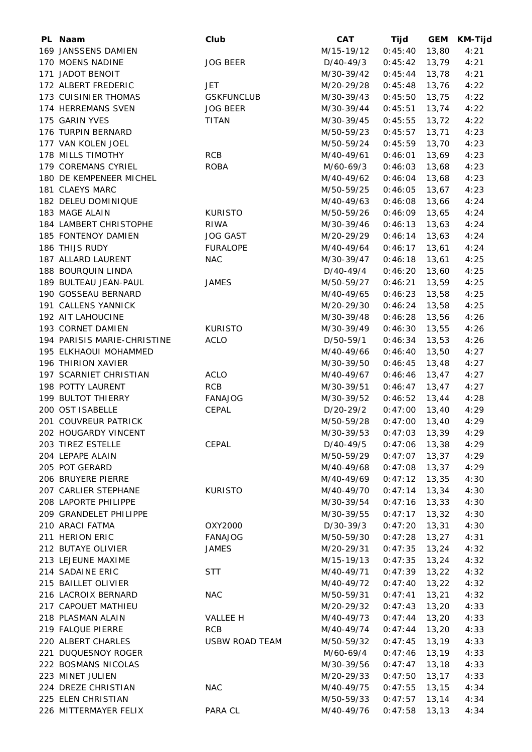| PL | Naam | Club | CAT | Tijd | GEM | KM-Tijd |
|---|---|---|---|---|---|---|
| 169 | JANSSENS DAMIEN | | M/15-19/12 | 0:45:40 | 13,80 | 4:21 |
| 170 | MOENS NADINE | JOG BEER | D/40-49/3 | 0:45:42 | 13,79 | 4:21 |
| 171 | JADOT BENOIT | | M/30-39/42 | 0:45:44 | 13,78 | 4:21 |
| 172 | ALBERT FREDERIC | JET | M/20-29/28 | 0:45:48 | 13,76 | 4:22 |
| 173 | CUISINIER THOMAS | GSKFUNCLUB | M/30-39/43 | 0:45:50 | 13,75 | 4:22 |
| 174 | HERREMANS SVEN | JOG BEER | M/30-39/44 | 0:45:51 | 13,74 | 4:22 |
| 175 | GARIN YVES | TITAN | M/30-39/45 | 0:45:55 | 13,72 | 4:22 |
| 176 | TURPIN BERNARD | | M/50-59/23 | 0:45:57 | 13,71 | 4:23 |
| 177 | VAN KOLEN JOEL | | M/50-59/24 | 0:45:59 | 13,70 | 4:23 |
| 178 | MILLS TIMOTHY | RCB | M/40-49/61 | 0:46:01 | 13,69 | 4:23 |
| 179 | COREMANS CYRIEL | ROBA | M/60-69/3 | 0:46:03 | 13,68 | 4:23 |
| 180 | DE KEMPENEER MICHEL | | M/40-49/62 | 0:46:04 | 13,68 | 4:23 |
| 181 | CLAEYS MARC | | M/50-59/25 | 0:46:05 | 13,67 | 4:23 |
| 182 | DELEU DOMINIQUE | | M/40-49/63 | 0:46:08 | 13,66 | 4:24 |
| 183 | MAGE ALAIN | KURISTO | M/50-59/26 | 0:46:09 | 13,65 | 4:24 |
| 184 | LAMBERT CHRISTOPHE | RIWA | M/30-39/46 | 0:46:13 | 13,63 | 4:24 |
| 185 | FONTENOY DAMIEN | JOG GAST | M/20-29/29 | 0:46:14 | 13,63 | 4:24 |
| 186 | THIJS RUDY | FURALOPE | M/40-49/64 | 0:46:17 | 13,61 | 4:24 |
| 187 | ALLARD LAURENT | NAC | M/30-39/47 | 0:46:18 | 13,61 | 4:25 |
| 188 | BOURQUIN LINDA | | D/40-49/4 | 0:46:20 | 13,60 | 4:25 |
| 189 | BULTEAU JEAN-PAUL | JAMES | M/50-59/27 | 0:46:21 | 13,59 | 4:25 |
| 190 | GOSSEAU BERNARD | | M/40-49/65 | 0:46:23 | 13,58 | 4:25 |
| 191 | CALLENS YANNICK | | M/20-29/30 | 0:46:24 | 13,58 | 4:25 |
| 192 | AIT LAHOUCINE | | M/30-39/48 | 0:46:28 | 13,56 | 4:26 |
| 193 | CORNET DAMIEN | KURISTO | M/30-39/49 | 0:46:30 | 13,55 | 4:26 |
| 194 | PARISIS MARIE-CHRISTINE | ACLO | D/50-59/1 | 0:46:34 | 13,53 | 4:26 |
| 195 | ELKHAOUI MOHAMMED | | M/40-49/66 | 0:46:40 | 13,50 | 4:27 |
| 196 | THIRION XAVIER | | M/30-39/50 | 0:46:45 | 13,48 | 4:27 |
| 197 | SCARNIET CHRISTIAN | ACLO | M/40-49/67 | 0:46:46 | 13,47 | 4:27 |
| 198 | POTTY LAURENT | RCB | M/30-39/51 | 0:46:47 | 13,47 | 4:27 |
| 199 | BULTOT THIERRY | FANAJOG | M/30-39/52 | 0:46:52 | 13,44 | 4:28 |
| 200 | OST ISABELLE | CEPAL | D/20-29/2 | 0:47:00 | 13,40 | 4:29 |
| 201 | COUVREUR PATRICK | | M/50-59/28 | 0:47:00 | 13,40 | 4:29 |
| 202 | HOUGARDY VINCENT | | M/30-39/53 | 0:47:03 | 13,39 | 4:29 |
| 203 | TIREZ ESTELLE | CEPAL | D/40-49/5 | 0:47:06 | 13,38 | 4:29 |
| 204 | LEPAPE ALAIN | | M/50-59/29 | 0:47:07 | 13,37 | 4:29 |
| 205 | POT GERARD | | M/40-49/68 | 0:47:08 | 13,37 | 4:29 |
| 206 | BRUYERE PIERRE | | M/40-49/69 | 0:47:12 | 13,35 | 4:30 |
| 207 | CARLIER STEPHANE | KURISTO | M/40-49/70 | 0:47:14 | 13,34 | 4:30 |
| 208 | LAPORTE PHILIPPE | | M/30-39/54 | 0:47:16 | 13,33 | 4:30 |
| 209 | GRANDELET PHILIPPE | | M/30-39/55 | 0:47:17 | 13,32 | 4:30 |
| 210 | ARACI FATMA | OXY2000 | D/30-39/3 | 0:47:20 | 13,31 | 4:30 |
| 211 | HERION ERIC | FANAJOG | M/50-59/30 | 0:47:28 | 13,27 | 4:31 |
| 212 | BUTAYE OLIVIER | JAMES | M/20-29/31 | 0:47:35 | 13,24 | 4:32 |
| 213 | LEJEUNE MAXIME | | M/15-19/13 | 0:47:35 | 13,24 | 4:32 |
| 214 | SADAINE ERIC | STT | M/40-49/71 | 0:47:39 | 13,22 | 4:32 |
| 215 | BAILLET OLIVIER | | M/40-49/72 | 0:47:40 | 13,22 | 4:32 |
| 216 | LACROIX BERNARD | NAC | M/50-59/31 | 0:47:41 | 13,21 | 4:32 |
| 217 | CAPOUET MATHIEU | | M/20-29/32 | 0:47:43 | 13,20 | 4:33 |
| 218 | PLASMAN ALAIN | VALLEE H | M/40-49/73 | 0:47:44 | 13,20 | 4:33 |
| 219 | FALQUE PIERRE | RCB | M/40-49/74 | 0:47:44 | 13,20 | 4:33 |
| 220 | ALBERT CHARLES | USBW ROAD TEAM | M/50-59/32 | 0:47:45 | 13,19 | 4:33 |
| 221 | DUQUESNOY ROGER | | M/60-69/4 | 0:47:46 | 13,19 | 4:33 |
| 222 | BOSMANS NICOLAS | | M/30-39/56 | 0:47:47 | 13,18 | 4:33 |
| 223 | MINET JULIEN | | M/20-29/33 | 0:47:50 | 13,17 | 4:33 |
| 224 | DREZE CHRISTIAN | NAC | M/40-49/75 | 0:47:55 | 13,15 | 4:34 |
| 225 | ELEN CHRISTIAN | | M/50-59/33 | 0:47:57 | 13,14 | 4:34 |
| 226 | MITTERMAYER FELIX | PARA CL | M/40-49/76 | 0:47:58 | 13,13 | 4:34 |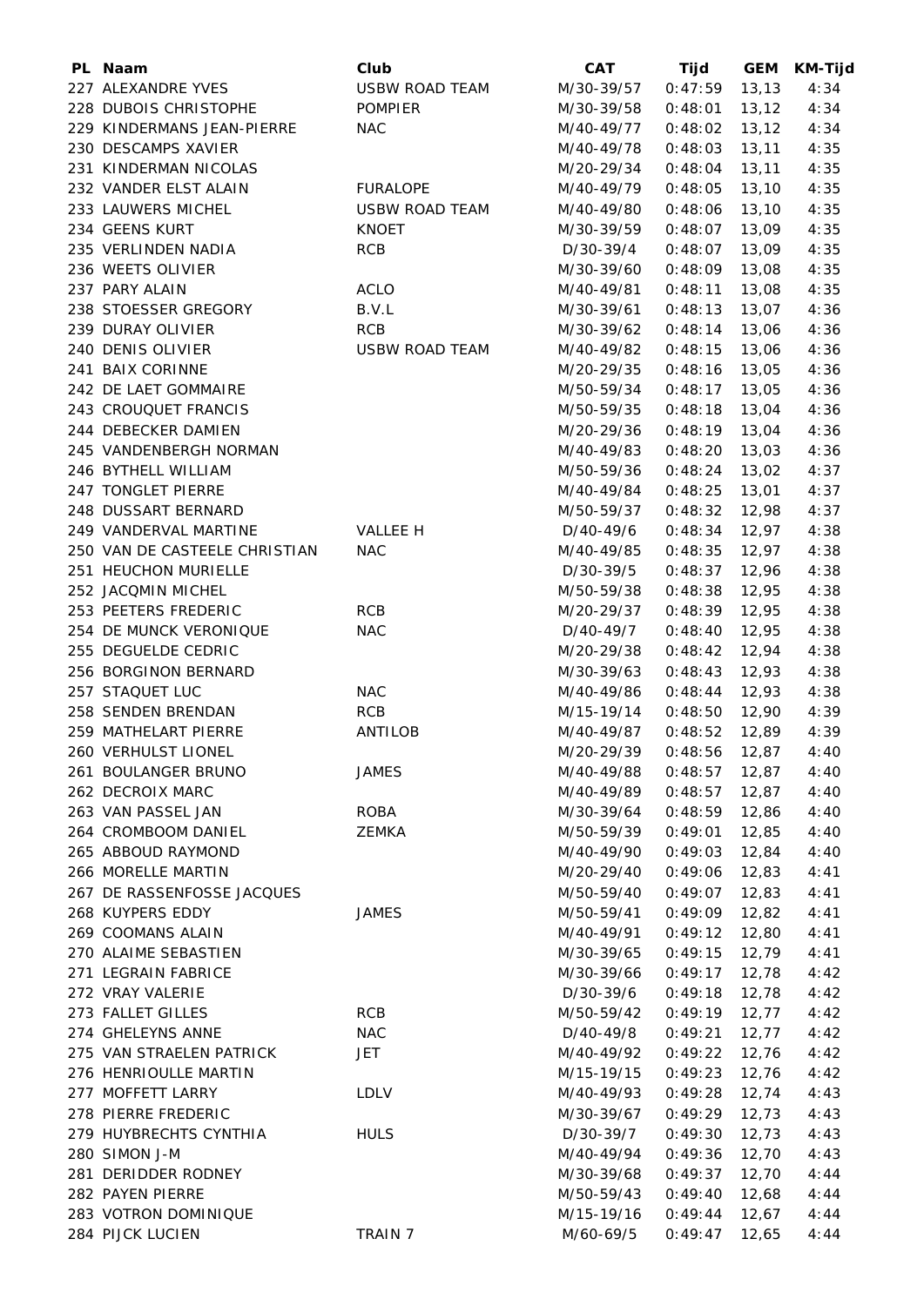| PL | Naam | Club | CAT | Tijd | GEM | KM-Tijd |
|---|---|---|---|---|---|---|
| 227 | ALEXANDRE YVES | USBW ROAD TEAM | M/30-39/57 | 0:47:59 | 13,13 | 4:34 |
| 228 | DUBOIS CHRISTOPHE | POMPIER | M/30-39/58 | 0:48:01 | 13,12 | 4:34 |
| 229 | KINDERMANS JEAN-PIERRE | NAC | M/40-49/77 | 0:48:02 | 13,12 | 4:34 |
| 230 | DESCAMPS XAVIER | | M/40-49/78 | 0:48:03 | 13,11 | 4:35 |
| 231 | KINDERMAN NICOLAS | | M/20-29/34 | 0:48:04 | 13,11 | 4:35 |
| 232 | VANDER ELST ALAIN | FURALOPE | M/40-49/79 | 0:48:05 | 13,10 | 4:35 |
| 233 | LAUWERS MICHEL | USBW ROAD TEAM | M/40-49/80 | 0:48:06 | 13,10 | 4:35 |
| 234 | GEENS KURT | KNOET | M/30-39/59 | 0:48:07 | 13,09 | 4:35 |
| 235 | VERLINDEN NADIA | RCB | D/30-39/4 | 0:48:07 | 13,09 | 4:35 |
| 236 | WEETS OLIVIER | | M/30-39/60 | 0:48:09 | 13,08 | 4:35 |
| 237 | PARY ALAIN | ACLO | M/40-49/81 | 0:48:11 | 13,08 | 4:35 |
| 238 | STOESSER GREGORY | B.V.L | M/30-39/61 | 0:48:13 | 13,07 | 4:36 |
| 239 | DURAY OLIVIER | RCB | M/30-39/62 | 0:48:14 | 13,06 | 4:36 |
| 240 | DENIS OLIVIER | USBW ROAD TEAM | M/40-49/82 | 0:48:15 | 13,06 | 4:36 |
| 241 | BAIX CORINNE | | M/20-29/35 | 0:48:16 | 13,05 | 4:36 |
| 242 | DE LAET GOMMAIRE | | M/50-59/34 | 0:48:17 | 13,05 | 4:36 |
| 243 | CROUQUET FRANCIS | | M/50-59/35 | 0:48:18 | 13,04 | 4:36 |
| 244 | DEBECKER DAMIEN | | M/20-29/36 | 0:48:19 | 13,04 | 4:36 |
| 245 | VANDENBERGH NORMAN | | M/40-49/83 | 0:48:20 | 13,03 | 4:36 |
| 246 | BYTHELL WILLIAM | | M/50-59/36 | 0:48:24 | 13,02 | 4:37 |
| 247 | TONGLET PIERRE | | M/40-49/84 | 0:48:25 | 13,01 | 4:37 |
| 248 | DUSSART BERNARD | | M/50-59/37 | 0:48:32 | 12,98 | 4:37 |
| 249 | VANDERVAL MARTINE | VALLEE H | D/40-49/6 | 0:48:34 | 12,97 | 4:38 |
| 250 | VAN DE CASTEELE CHRISTIAN | NAC | M/40-49/85 | 0:48:35 | 12,97 | 4:38 |
| 251 | HEUCHON MURIELLE | | D/30-39/5 | 0:48:37 | 12,96 | 4:38 |
| 252 | JACQMIN MICHEL | | M/50-59/38 | 0:48:38 | 12,95 | 4:38 |
| 253 | PEETERS FREDERIC | RCB | M/20-29/37 | 0:48:39 | 12,95 | 4:38 |
| 254 | DE MUNCK VERONIQUE | NAC | D/40-49/7 | 0:48:40 | 12,95 | 4:38 |
| 255 | DEGUELDE CEDRIC | | M/20-29/38 | 0:48:42 | 12,94 | 4:38 |
| 256 | BORGINON BERNARD | | M/30-39/63 | 0:48:43 | 12,93 | 4:38 |
| 257 | STAQUET LUC | NAC | M/40-49/86 | 0:48:44 | 12,93 | 4:38 |
| 258 | SENDEN BRENDAN | RCB | M/15-19/14 | 0:48:50 | 12,90 | 4:39 |
| 259 | MATHELART PIERRE | ANTILOB | M/40-49/87 | 0:48:52 | 12,89 | 4:39 |
| 260 | VERHULST LIONEL | | M/20-29/39 | 0:48:56 | 12,87 | 4:40 |
| 261 | BOULANGER BRUNO | JAMES | M/40-49/88 | 0:48:57 | 12,87 | 4:40 |
| 262 | DECROIX MARC | | M/40-49/89 | 0:48:57 | 12,87 | 4:40 |
| 263 | VAN PASSEL JAN | ROBA | M/30-39/64 | 0:48:59 | 12,86 | 4:40 |
| 264 | CROMBOOM DANIEL | ZEMKA | M/50-59/39 | 0:49:01 | 12,85 | 4:40 |
| 265 | ABBOUD RAYMOND | | M/40-49/90 | 0:49:03 | 12,84 | 4:40 |
| 266 | MORELLE MARTIN | | M/20-29/40 | 0:49:06 | 12,83 | 4:41 |
| 267 | DE RASSENFOSSE JACQUES | | M/50-59/40 | 0:49:07 | 12,83 | 4:41 |
| 268 | KUYPERS EDDY | JAMES | M/50-59/41 | 0:49:09 | 12,82 | 4:41 |
| 269 | COOMANS ALAIN | | M/40-49/91 | 0:49:12 | 12,80 | 4:41 |
| 270 | ALAIME SEBASTIEN | | M/30-39/65 | 0:49:15 | 12,79 | 4:41 |
| 271 | LEGRAIN FABRICE | | M/30-39/66 | 0:49:17 | 12,78 | 4:42 |
| 272 | VRAY VALERIE | | D/30-39/6 | 0:49:18 | 12,78 | 4:42 |
| 273 | FALLET GILLES | RCB | M/50-59/42 | 0:49:19 | 12,77 | 4:42 |
| 274 | GHELEYNS ANNE | NAC | D/40-49/8 | 0:49:21 | 12,77 | 4:42 |
| 275 | VAN STRAELEN PATRICK | JET | M/40-49/92 | 0:49:22 | 12,76 | 4:42 |
| 276 | HENRIOULLE MARTIN | | M/15-19/15 | 0:49:23 | 12,76 | 4:42 |
| 277 | MOFFETT LARRY | LDLV | M/40-49/93 | 0:49:28 | 12,74 | 4:43 |
| 278 | PIERRE FREDERIC | | M/30-39/67 | 0:49:29 | 12,73 | 4:43 |
| 279 | HUYBRECHTS CYNTHIA | HULS | D/30-39/7 | 0:49:30 | 12,73 | 4:43 |
| 280 | SIMON J-M | | M/40-49/94 | 0:49:36 | 12,70 | 4:43 |
| 281 | DERIDDER RODNEY | | M/30-39/68 | 0:49:37 | 12,70 | 4:44 |
| 282 | PAYEN PIERRE | | M/50-59/43 | 0:49:40 | 12,68 | 4:44 |
| 283 | VOTRON DOMINIQUE | | M/15-19/16 | 0:49:44 | 12,67 | 4:44 |
| 284 | PIJCK LUCIEN | TRAIN 7 | M/60-69/5 | 0:49:47 | 12,65 | 4:44 |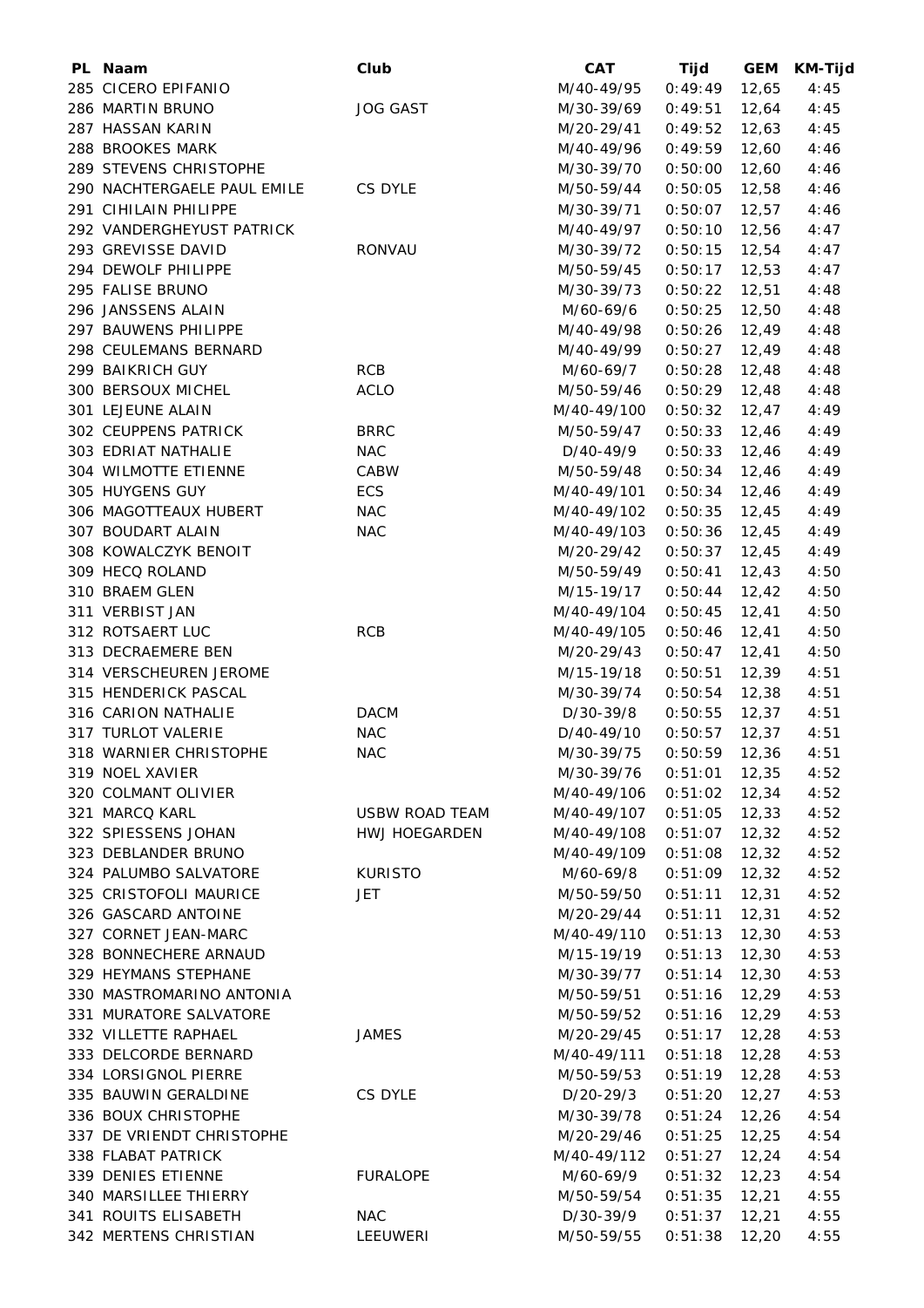| PL | Naam | Club | CAT | Tijd | GEM | KM-Tijd |
|---|---|---|---|---|---|---|
| 285 | CICERO EPIFANIO | | M/40-49/95 | 0:49:49 | 12,65 | 4:45 |
| 286 | MARTIN BRUNO | JOG GAST | M/30-39/69 | 0:49:51 | 12,64 | 4:45 |
| 287 | HASSAN KARIN | | M/20-29/41 | 0:49:52 | 12,63 | 4:45 |
| 288 | BROOKES MARK | | M/40-49/96 | 0:49:59 | 12,60 | 4:46 |
| 289 | STEVENS CHRISTOPHE | | M/30-39/70 | 0:50:00 | 12,60 | 4:46 |
| 290 | NACHTERGAELE PAUL EMILE | CS DYLE | M/50-59/44 | 0:50:05 | 12,58 | 4:46 |
| 291 | CIHILAIN PHILIPPE | | M/30-39/71 | 0:50:07 | 12,57 | 4:46 |
| 292 | VANDERGHEYUST PATRICK | | M/40-49/97 | 0:50:10 | 12,56 | 4:47 |
| 293 | GREVISSE DAVID | RONVAU | M/30-39/72 | 0:50:15 | 12,54 | 4:47 |
| 294 | DEWOLF PHILIPPE | | M/50-59/45 | 0:50:17 | 12,53 | 4:47 |
| 295 | FALISE BRUNO | | M/30-39/73 | 0:50:22 | 12,51 | 4:48 |
| 296 | JANSSENS ALAIN | | M/60-69/6 | 0:50:25 | 12,50 | 4:48 |
| 297 | BAUWENS PHILIPPE | | M/40-49/98 | 0:50:26 | 12,49 | 4:48 |
| 298 | CEULEMANS BERNARD | | M/40-49/99 | 0:50:27 | 12,49 | 4:48 |
| 299 | BAIKRICH GUY | RCB | M/60-69/7 | 0:50:28 | 12,48 | 4:48 |
| 300 | BERSOUX MICHEL | ACLO | M/50-59/46 | 0:50:29 | 12,48 | 4:48 |
| 301 | LEJEUNE ALAIN | | M/40-49/100 | 0:50:32 | 12,47 | 4:49 |
| 302 | CEUPPENS PATRICK | BRRC | M/50-59/47 | 0:50:33 | 12,46 | 4:49 |
| 303 | EDRIAT NATHALIE | NAC | D/40-49/9 | 0:50:33 | 12,46 | 4:49 |
| 304 | WILMOTTE ETIENNE | CABW | M/50-59/48 | 0:50:34 | 12,46 | 4:49 |
| 305 | HUYGENS GUY | ECS | M/40-49/101 | 0:50:34 | 12,46 | 4:49 |
| 306 | MAGOTTEAUX HUBERT | NAC | M/40-49/102 | 0:50:35 | 12,45 | 4:49 |
| 307 | BOUDART ALAIN | NAC | M/40-49/103 | 0:50:36 | 12,45 | 4:49 |
| 308 | KOWALCZYK BENOIT | | M/20-29/42 | 0:50:37 | 12,45 | 4:49 |
| 309 | HECQ ROLAND | | M/50-59/49 | 0:50:41 | 12,43 | 4:50 |
| 310 | BRAEM GLEN | | M/15-19/17 | 0:50:44 | 12,42 | 4:50 |
| 311 | VERBIST JAN | | M/40-49/104 | 0:50:45 | 12,41 | 4:50 |
| 312 | ROTSAERT LUC | RCB | M/40-49/105 | 0:50:46 | 12,41 | 4:50 |
| 313 | DECRAEMERE BEN | | M/20-29/43 | 0:50:47 | 12,41 | 4:50 |
| 314 | VERSCHEUREN JEROME | | M/15-19/18 | 0:50:51 | 12,39 | 4:51 |
| 315 | HENDERICK PASCAL | | M/30-39/74 | 0:50:54 | 12,38 | 4:51 |
| 316 | CARION NATHALIE | DACM | D/30-39/8 | 0:50:55 | 12,37 | 4:51 |
| 317 | TURLOT VALERIE | NAC | D/40-49/10 | 0:50:57 | 12,37 | 4:51 |
| 318 | WARNIER CHRISTOPHE | NAC | M/30-39/75 | 0:50:59 | 12,36 | 4:51 |
| 319 | NOEL XAVIER | | M/30-39/76 | 0:51:01 | 12,35 | 4:52 |
| 320 | COLMANT OLIVIER | | M/40-49/106 | 0:51:02 | 12,34 | 4:52 |
| 321 | MARCQ KARL | USBW ROAD TEAM | M/40-49/107 | 0:51:05 | 12,33 | 4:52 |
| 322 | SPIESSENS JOHAN | HWJ HOEGARDEN | M/40-49/108 | 0:51:07 | 12,32 | 4:52 |
| 323 | DEBLANDER BRUNO | | M/40-49/109 | 0:51:08 | 12,32 | 4:52 |
| 324 | PALUMBO SALVATORE | KURISTO | M/60-69/8 | 0:51:09 | 12,32 | 4:52 |
| 325 | CRISTOFOLI MAURICE | JET | M/50-59/50 | 0:51:11 | 12,31 | 4:52 |
| 326 | GASCARD ANTOINE | | M/20-29/44 | 0:51:11 | 12,31 | 4:52 |
| 327 | CORNET JEAN-MARC | | M/40-49/110 | 0:51:13 | 12,30 | 4:53 |
| 328 | BONNECHERE ARNAUD | | M/15-19/19 | 0:51:13 | 12,30 | 4:53 |
| 329 | HEYMANS STEPHANE | | M/30-39/77 | 0:51:14 | 12,30 | 4:53 |
| 330 | MASTROMARINO ANTONIA | | M/50-59/51 | 0:51:16 | 12,29 | 4:53 |
| 331 | MURATORE SALVATORE | | M/50-59/52 | 0:51:16 | 12,29 | 4:53 |
| 332 | VILLETTE RAPHAEL | JAMES | M/20-29/45 | 0:51:17 | 12,28 | 4:53 |
| 333 | DELCORDE BERNARD | | M/40-49/111 | 0:51:18 | 12,28 | 4:53 |
| 334 | LORSIGNOL PIERRE | | M/50-59/53 | 0:51:19 | 12,28 | 4:53 |
| 335 | BAUWIN GERALDINE | CS DYLE | D/20-29/3 | 0:51:20 | 12,27 | 4:53 |
| 336 | BOUX CHRISTOPHE | | M/30-39/78 | 0:51:24 | 12,26 | 4:54 |
| 337 | DE VRIENDT CHRISTOPHE | | M/20-29/46 | 0:51:25 | 12,25 | 4:54 |
| 338 | FLABAT PATRICK | | M/40-49/112 | 0:51:27 | 12,24 | 4:54 |
| 339 | DENIES ETIENNE | FURALOPE | M/60-69/9 | 0:51:32 | 12,23 | 4:54 |
| 340 | MARSILLEE THIERRY | | M/50-59/54 | 0:51:35 | 12,21 | 4:55 |
| 341 | ROUITS ELISABETH | NAC | D/30-39/9 | 0:51:37 | 12,21 | 4:55 |
| 342 | MERTENS CHRISTIAN | LEEUWERI | M/50-59/55 | 0:51:38 | 12,20 | 4:55 |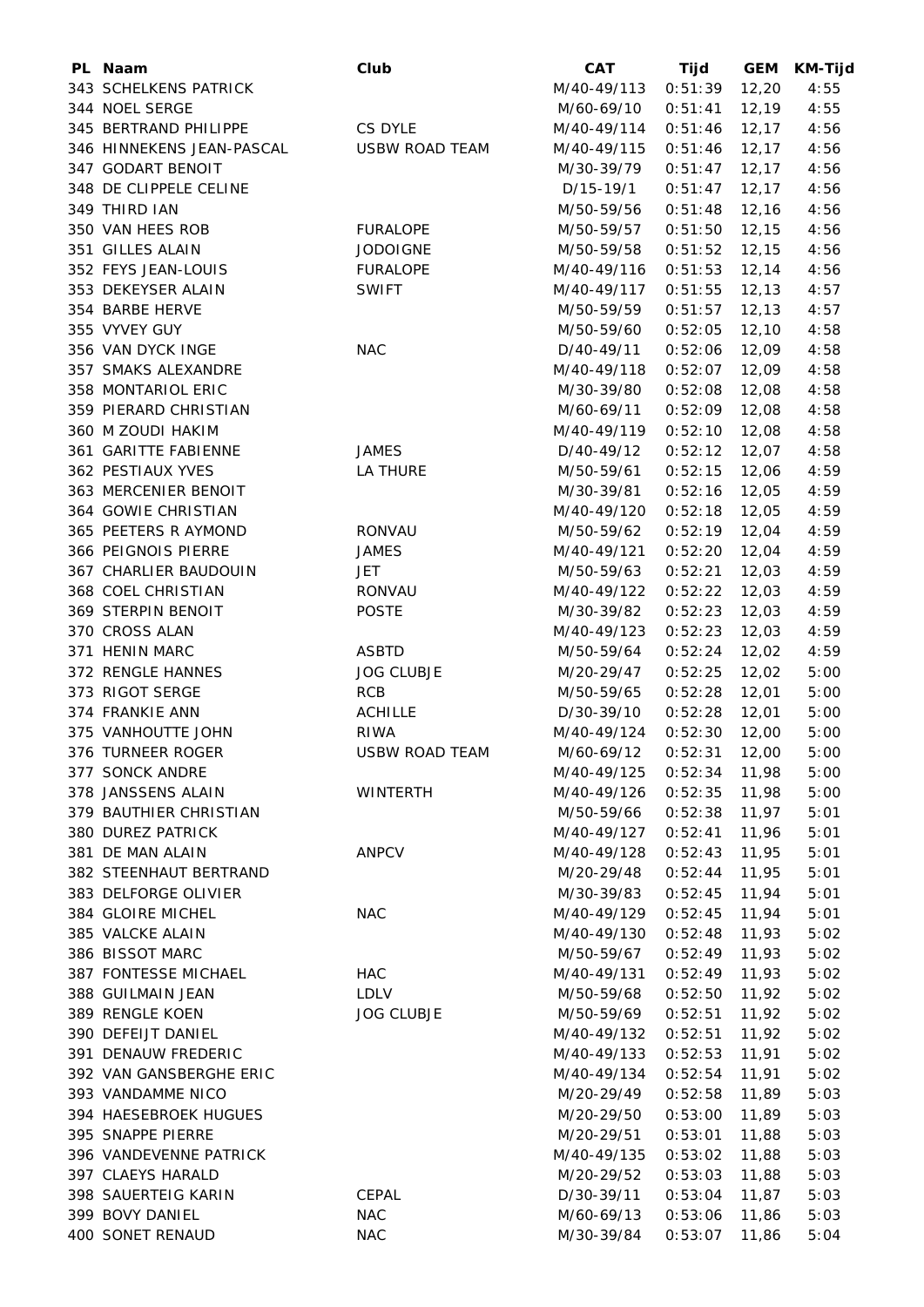| PL | Naam | Club | CAT | Tijd | GEM | KM-Tijd |
|---|---|---|---|---|---|---|
| 343 | SCHELKENS PATRICK | | M/40-49/113 | 0:51:39 | 12,20 | 4:55 |
| 344 | NOEL SERGE | | M/60-69/10 | 0:51:41 | 12,19 | 4:55 |
| 345 | BERTRAND PHILIPPE | CS DYLE | M/40-49/114 | 0:51:46 | 12,17 | 4:56 |
| 346 | HINNEKENS JEAN-PASCAL | USBW ROAD TEAM | M/40-49/115 | 0:51:46 | 12,17 | 4:56 |
| 347 | GODART BENOIT | | M/30-39/79 | 0:51:47 | 12,17 | 4:56 |
| 348 | DE CLIPPELE CELINE | | D/15-19/1 | 0:51:47 | 12,17 | 4:56 |
| 349 | THIRD IAN | | M/50-59/56 | 0:51:48 | 12,16 | 4:56 |
| 350 | VAN HEES ROB | FURALOPE | M/50-59/57 | 0:51:50 | 12,15 | 4:56 |
| 351 | GILLES ALAIN | JODOIGNE | M/50-59/58 | 0:51:52 | 12,15 | 4:56 |
| 352 | FEYS JEAN-LOUIS | FURALOPE | M/40-49/116 | 0:51:53 | 12,14 | 4:56 |
| 353 | DEKEYSER ALAIN | SWIFT | M/40-49/117 | 0:51:55 | 12,13 | 4:57 |
| 354 | BARBE HERVE | | M/50-59/59 | 0:51:57 | 12,13 | 4:57 |
| 355 | VYVEY GUY | | M/50-59/60 | 0:52:05 | 12,10 | 4:58 |
| 356 | VAN DYCK INGE | NAC | D/40-49/11 | 0:52:06 | 12,09 | 4:58 |
| 357 | SMAKS ALEXANDRE | | M/40-49/118 | 0:52:07 | 12,09 | 4:58 |
| 358 | MONTARIOL ERIC | | M/30-39/80 | 0:52:08 | 12,08 | 4:58 |
| 359 | PIERARD CHRISTIAN | | M/60-69/11 | 0:52:09 | 12,08 | 4:58 |
| 360 | M ZOUDI HAKIM | | M/40-49/119 | 0:52:10 | 12,08 | 4:58 |
| 361 | GARITTE FABIENNE | JAMES | D/40-49/12 | 0:52:12 | 12,07 | 4:58 |
| 362 | PESTIAUX YVES | LA THURE | M/50-59/61 | 0:52:15 | 12,06 | 4:59 |
| 363 | MERCENIER BENOIT | | M/30-39/81 | 0:52:16 | 12,05 | 4:59 |
| 364 | GOWIE CHRISTIAN | | M/40-49/120 | 0:52:18 | 12,05 | 4:59 |
| 365 | PEETERS R AYMOND | RONVAU | M/50-59/62 | 0:52:19 | 12,04 | 4:59 |
| 366 | PEIGNOIS PIERRE | JAMES | M/40-49/121 | 0:52:20 | 12,04 | 4:59 |
| 367 | CHARLIER BAUDOUIN | JET | M/50-59/63 | 0:52:21 | 12,03 | 4:59 |
| 368 | COEL CHRISTIAN | RONVAU | M/40-49/122 | 0:52:22 | 12,03 | 4:59 |
| 369 | STERPIN BENOIT | POSTE | M/30-39/82 | 0:52:23 | 12,03 | 4:59 |
| 370 | CROSS ALAN | | M/40-49/123 | 0:52:23 | 12,03 | 4:59 |
| 371 | HENIN MARC | ASBTD | M/50-59/64 | 0:52:24 | 12,02 | 4:59 |
| 372 | RENGLE HANNES | JOG CLUBJE | M/20-29/47 | 0:52:25 | 12,02 | 5:00 |
| 373 | RIGOT SERGE | RCB | M/50-59/65 | 0:52:28 | 12,01 | 5:00 |
| 374 | FRANKIE ANN | ACHILLE | D/30-39/10 | 0:52:28 | 12,01 | 5:00 |
| 375 | VANHOUTTE JOHN | RIWA | M/40-49/124 | 0:52:30 | 12,00 | 5:00 |
| 376 | TURNEER ROGER | USBW ROAD TEAM | M/60-69/12 | 0:52:31 | 12,00 | 5:00 |
| 377 | SONCK ANDRE | | M/40-49/125 | 0:52:34 | 11,98 | 5:00 |
| 378 | JANSSENS ALAIN | WINTERTH | M/40-49/126 | 0:52:35 | 11,98 | 5:00 |
| 379 | BAUTHIER CHRISTIAN | | M/50-59/66 | 0:52:38 | 11,97 | 5:01 |
| 380 | DUREZ PATRICK | | M/40-49/127 | 0:52:41 | 11,96 | 5:01 |
| 381 | DE MAN ALAIN | ANPCV | M/40-49/128 | 0:52:43 | 11,95 | 5:01 |
| 382 | STEENHAUT BERTRAND | | M/20-29/48 | 0:52:44 | 11,95 | 5:01 |
| 383 | DELFORGE OLIVIER | | M/30-39/83 | 0:52:45 | 11,94 | 5:01 |
| 384 | GLOIRE MICHEL | NAC | M/40-49/129 | 0:52:45 | 11,94 | 5:01 |
| 385 | VALCKE ALAIN | | M/40-49/130 | 0:52:48 | 11,93 | 5:02 |
| 386 | BISSOT MARC | | M/50-59/67 | 0:52:49 | 11,93 | 5:02 |
| 387 | FONTESSE MICHAEL | HAC | M/40-49/131 | 0:52:49 | 11,93 | 5:02 |
| 388 | GUILMAIN JEAN | LDLV | M/50-59/68 | 0:52:50 | 11,92 | 5:02 |
| 389 | RENGLE KOEN | JOG CLUBJE | M/50-59/69 | 0:52:51 | 11,92 | 5:02 |
| 390 | DEFEIJT DANIEL | | M/40-49/132 | 0:52:51 | 11,92 | 5:02 |
| 391 | DENAUW FREDERIC | | M/40-49/133 | 0:52:53 | 11,91 | 5:02 |
| 392 | VAN GANSBERGHE ERIC | | M/40-49/134 | 0:52:54 | 11,91 | 5:02 |
| 393 | VANDAMME NICO | | M/20-29/49 | 0:52:58 | 11,89 | 5:03 |
| 394 | HAESEBROEK HUGUES | | M/20-29/50 | 0:53:00 | 11,89 | 5:03 |
| 395 | SNAPPE PIERRE | | M/20-29/51 | 0:53:01 | 11,88 | 5:03 |
| 396 | VANDEVENNE PATRICK | | M/40-49/135 | 0:53:02 | 11,88 | 5:03 |
| 397 | CLAEYS HARALD | | M/20-29/52 | 0:53:03 | 11,88 | 5:03 |
| 398 | SAUERTEIG KARIN | CEPAL | D/30-39/11 | 0:53:04 | 11,87 | 5:03 |
| 399 | BOVY DANIEL | NAC | M/60-69/13 | 0:53:06 | 11,86 | 5:03 |
| 400 | SONET RENAUD | NAC | M/30-39/84 | 0:53:07 | 11,86 | 5:04 |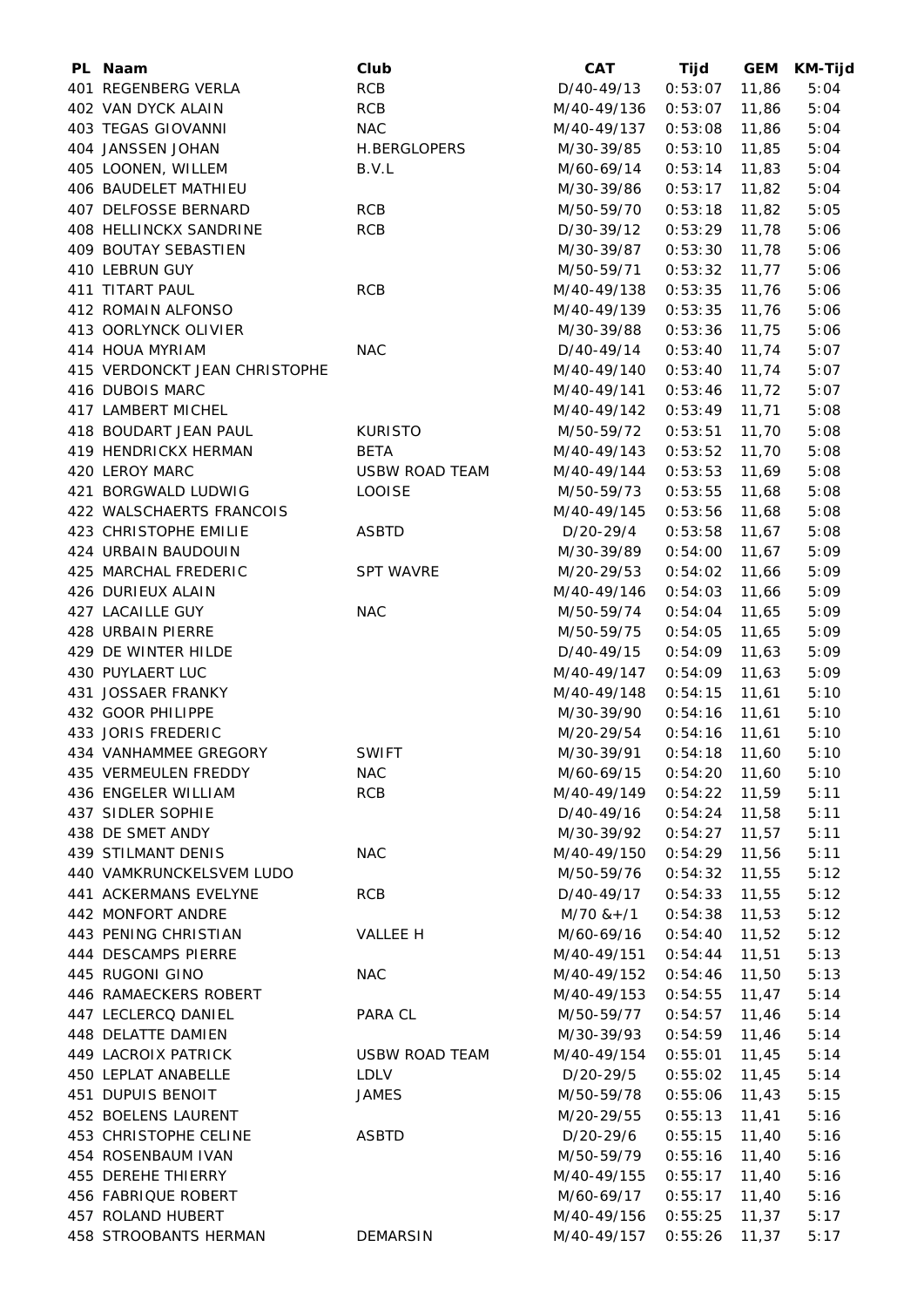| PL | Naam | Club | CAT | Tijd | GEM | KM-Tijd |
|---|---|---|---|---|---|---|
| 401 | REGENBERG VERLA | RCB | D/40-49/13 | 0:53:07 | 11,86 | 5:04 |
| 402 | VAN DYCK ALAIN | RCB | M/40-49/136 | 0:53:07 | 11,86 | 5:04 |
| 403 | TEGAS GIOVANNI | NAC | M/40-49/137 | 0:53:08 | 11,86 | 5:04 |
| 404 | JANSSEN JOHAN | H.BERGLOPERS | M/30-39/85 | 0:53:10 | 11,85 | 5:04 |
| 405 | LOONEN, WILLEM | B.V.L | M/60-69/14 | 0:53:14 | 11,83 | 5:04 |
| 406 | BAUDELET MATHIEU | | M/30-39/86 | 0:53:17 | 11,82 | 5:04 |
| 407 | DELFOSSE BERNARD | RCB | M/50-59/70 | 0:53:18 | 11,82 | 5:05 |
| 408 | HELLINCKX SANDRINE | RCB | D/30-39/12 | 0:53:29 | 11,78 | 5:06 |
| 409 | BOUTAY SEBASTIEN | | M/30-39/87 | 0:53:30 | 11,78 | 5:06 |
| 410 | LEBRUN GUY | | M/50-59/71 | 0:53:32 | 11,77 | 5:06 |
| 411 | TITART PAUL | RCB | M/40-49/138 | 0:53:35 | 11,76 | 5:06 |
| 412 | ROMAIN ALFONSO | | M/40-49/139 | 0:53:35 | 11,76 | 5:06 |
| 413 | OORLYNCK OLIVIER | | M/30-39/88 | 0:53:36 | 11,75 | 5:06 |
| 414 | HOUA MYRIAM | NAC | D/40-49/14 | 0:53:40 | 11,74 | 5:07 |
| 415 | VERDONCKT JEAN CHRISTOPHE | | M/40-49/140 | 0:53:40 | 11,74 | 5:07 |
| 416 | DUBOIS MARC | | M/40-49/141 | 0:53:46 | 11,72 | 5:07 |
| 417 | LAMBERT MICHEL | | M/40-49/142 | 0:53:49 | 11,71 | 5:08 |
| 418 | BOUDART JEAN PAUL | KURISTO | M/50-59/72 | 0:53:51 | 11,70 | 5:08 |
| 419 | HENDRICKX HERMAN | BETA | M/40-49/143 | 0:53:52 | 11,70 | 5:08 |
| 420 | LEROY MARC | USBW ROAD TEAM | M/40-49/144 | 0:53:53 | 11,69 | 5:08 |
| 421 | BORGWALD LUDWIG | LOOISE | M/50-59/73 | 0:53:55 | 11,68 | 5:08 |
| 422 | WALSCHAERTS FRANCOIS | | M/40-49/145 | 0:53:56 | 11,68 | 5:08 |
| 423 | CHRISTOPHE EMILIE | ASBTD | D/20-29/4 | 0:53:58 | 11,67 | 5:08 |
| 424 | URBAIN BAUDOUIN | | M/30-39/89 | 0:54:00 | 11,67 | 5:09 |
| 425 | MARCHAL FREDERIC | SPT WAVRE | M/20-29/53 | 0:54:02 | 11,66 | 5:09 |
| 426 | DURIEUX ALAIN | | M/40-49/146 | 0:54:03 | 11,66 | 5:09 |
| 427 | LACAILLE GUY | NAC | M/50-59/74 | 0:54:04 | 11,65 | 5:09 |
| 428 | URBAIN PIERRE | | M/50-59/75 | 0:54:05 | 11,65 | 5:09 |
| 429 | DE WINTER HILDE | | D/40-49/15 | 0:54:09 | 11,63 | 5:09 |
| 430 | PUYLAERT LUC | | M/40-49/147 | 0:54:09 | 11,63 | 5:09 |
| 431 | JOSSAER FRANKY | | M/40-49/148 | 0:54:15 | 11,61 | 5:10 |
| 432 | GOOR PHILIPPE | | M/30-39/90 | 0:54:16 | 11,61 | 5:10 |
| 433 | JORIS FREDERIC | | M/20-29/54 | 0:54:16 | 11,61 | 5:10 |
| 434 | VANHAMMEE GREGORY | SWIFT | M/30-39/91 | 0:54:18 | 11,60 | 5:10 |
| 435 | VERMEULEN FREDDY | NAC | M/60-69/15 | 0:54:20 | 11,60 | 5:10 |
| 436 | ENGELER WILLIAM | RCB | M/40-49/149 | 0:54:22 | 11,59 | 5:11 |
| 437 | SIDLER SOPHIE | | D/40-49/16 | 0:54:24 | 11,58 | 5:11 |
| 438 | DE SMET ANDY | | M/30-39/92 | 0:54:27 | 11,57 | 5:11 |
| 439 | STILMANT DENIS | NAC | M/40-49/150 | 0:54:29 | 11,56 | 5:11 |
| 440 | VAMKRUNCKELSVEM LUDO | | M/50-59/76 | 0:54:32 | 11,55 | 5:12 |
| 441 | ACKERMANS EVELYNE | RCB | D/40-49/17 | 0:54:33 | 11,55 | 5:12 |
| 442 | MONFORT ANDRE | | M/70 &+/1 | 0:54:38 | 11,53 | 5:12 |
| 443 | PENING CHRISTIAN | VALLEE H | M/60-69/16 | 0:54:40 | 11,52 | 5:12 |
| 444 | DESCAMPS PIERRE | | M/40-49/151 | 0:54:44 | 11,51 | 5:13 |
| 445 | RUGONI GINO | NAC | M/40-49/152 | 0:54:46 | 11,50 | 5:13 |
| 446 | RAMAECKERS ROBERT | | M/40-49/153 | 0:54:55 | 11,47 | 5:14 |
| 447 | LECLERCQ DANIEL | PARA CL | M/50-59/77 | 0:54:57 | 11,46 | 5:14 |
| 448 | DELATTE DAMIEN | | M/30-39/93 | 0:54:59 | 11,46 | 5:14 |
| 449 | LACROIX PATRICK | USBW ROAD TEAM | M/40-49/154 | 0:55:01 | 11,45 | 5:14 |
| 450 | LEPLAT ANABELLE | LDLV | D/20-29/5 | 0:55:02 | 11,45 | 5:14 |
| 451 | DUPUIS BENOIT | JAMES | M/50-59/78 | 0:55:06 | 11,43 | 5:15 |
| 452 | BOELENS LAURENT | | M/20-29/55 | 0:55:13 | 11,41 | 5:16 |
| 453 | CHRISTOPHE CELINE | ASBTD | D/20-29/6 | 0:55:15 | 11,40 | 5:16 |
| 454 | ROSENBAUM IVAN | | M/50-59/79 | 0:55:16 | 11,40 | 5:16 |
| 455 | DEREHE THIERRY | | M/40-49/155 | 0:55:17 | 11,40 | 5:16 |
| 456 | FABRIQUE ROBERT | | M/60-69/17 | 0:55:17 | 11,40 | 5:16 |
| 457 | ROLAND HUBERT | | M/40-49/156 | 0:55:25 | 11,37 | 5:17 |
| 458 | STROOBANTS HERMAN | DEMARSIN | M/40-49/157 | 0:55:26 | 11,37 | 5:17 |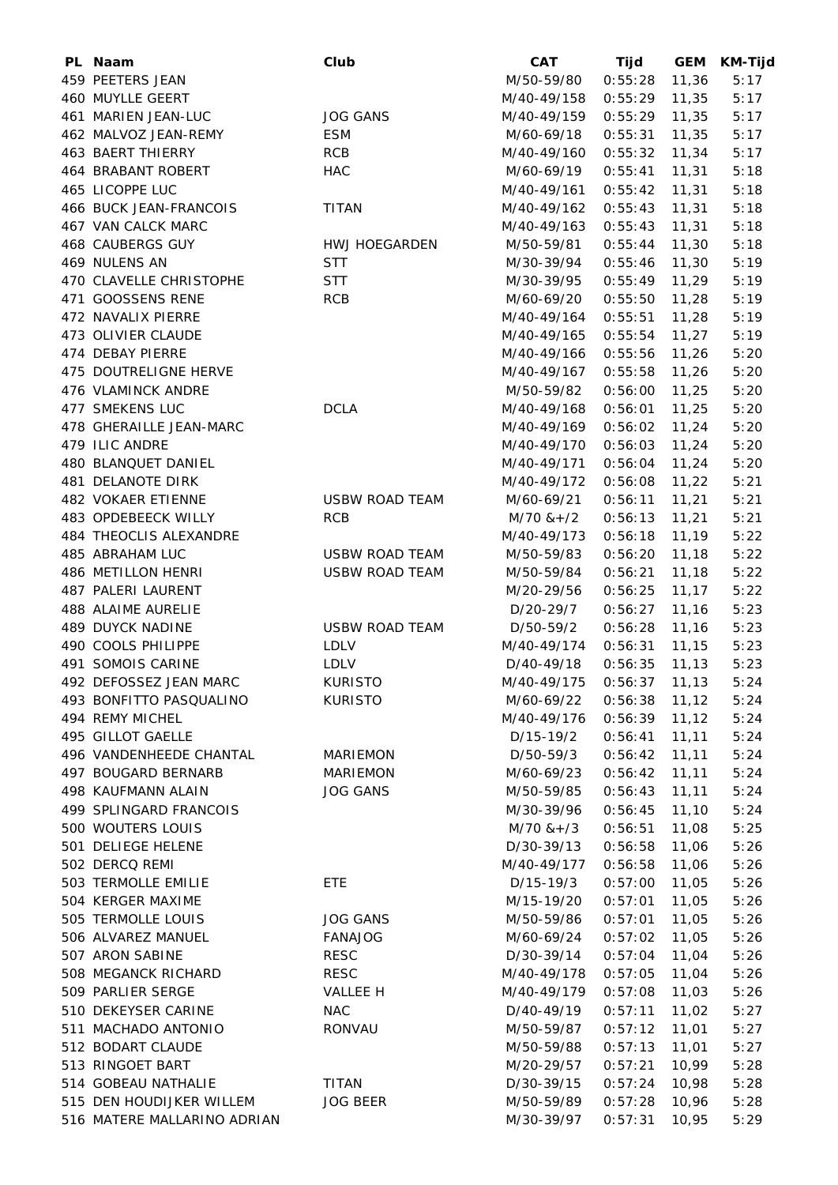| PL | Naam | Club | CAT | Tijd | GEM | KM-Tijd |
|---|---|---|---|---|---|---|
| 459 | PEETERS JEAN | | M/50-59/80 | 0:55:28 | 11,36 | 5:17 |
| 460 | MUYLLE GEERT | | M/40-49/158 | 0:55:29 | 11,35 | 5:17 |
| 461 | MARIEN JEAN-LUC | JOG GANS | M/40-49/159 | 0:55:29 | 11,35 | 5:17 |
| 462 | MALVOZ JEAN-REMY | ESM | M/60-69/18 | 0:55:31 | 11,35 | 5:17 |
| 463 | BAERT THIERRY | RCB | M/40-49/160 | 0:55:32 | 11,34 | 5:17 |
| 464 | BRABANT ROBERT | HAC | M/60-69/19 | 0:55:41 | 11,31 | 5:18 |
| 465 | LICOPPE LUC | | M/40-49/161 | 0:55:42 | 11,31 | 5:18 |
| 466 | BUCK JEAN-FRANCOIS | TITAN | M/40-49/162 | 0:55:43 | 11,31 | 5:18 |
| 467 | VAN CALCK MARC | | M/40-49/163 | 0:55:43 | 11,31 | 5:18 |
| 468 | CAUBERGS GUY | HWJ HOEGARDEN | M/50-59/81 | 0:55:44 | 11,30 | 5:18 |
| 469 | NULENS AN | STT | M/30-39/94 | 0:55:46 | 11,30 | 5:19 |
| 470 | CLAVELLE CHRISTOPHE | STT | M/30-39/95 | 0:55:49 | 11,29 | 5:19 |
| 471 | GOOSSENS RENE | RCB | M/60-69/20 | 0:55:50 | 11,28 | 5:19 |
| 472 | NAVALIX PIERRE | | M/40-49/164 | 0:55:51 | 11,28 | 5:19 |
| 473 | OLIVIER CLAUDE | | M/40-49/165 | 0:55:54 | 11,27 | 5:19 |
| 474 | DEBAY PIERRE | | M/40-49/166 | 0:55:56 | 11,26 | 5:20 |
| 475 | DOUTRELIGNE HERVE | | M/40-49/167 | 0:55:58 | 11,26 | 5:20 |
| 476 | VLAMINCK ANDRE | | M/50-59/82 | 0:56:00 | 11,25 | 5:20 |
| 477 | SMEKENS LUC | DCLA | M/40-49/168 | 0:56:01 | 11,25 | 5:20 |
| 478 | GHERAILLE JEAN-MARC | | M/40-49/169 | 0:56:02 | 11,24 | 5:20 |
| 479 | ILIC ANDRE | | M/40-49/170 | 0:56:03 | 11,24 | 5:20 |
| 480 | BLANQUET DANIEL | | M/40-49/171 | 0:56:04 | 11,24 | 5:20 |
| 481 | DELANOTE DIRK | | M/40-49/172 | 0:56:08 | 11,22 | 5:21 |
| 482 | VOKAER ETIENNE | USBW ROAD TEAM | M/60-69/21 | 0:56:11 | 11,21 | 5:21 |
| 483 | OPDEBEECK WILLY | RCB | M/70 &+/2 | 0:56:13 | 11,21 | 5:21 |
| 484 | THEOCLIS ALEXANDRE | | M/40-49/173 | 0:56:18 | 11,19 | 5:22 |
| 485 | ABRAHAM LUC | USBW ROAD TEAM | M/50-59/83 | 0:56:20 | 11,18 | 5:22 |
| 486 | METILLON HENRI | USBW ROAD TEAM | M/50-59/84 | 0:56:21 | 11,18 | 5:22 |
| 487 | PALERI LAURENT | | M/20-29/56 | 0:56:25 | 11,17 | 5:22 |
| 488 | ALAIME AURELIE | | D/20-29/7 | 0:56:27 | 11,16 | 5:23 |
| 489 | DUYCK NADINE | USBW ROAD TEAM | D/50-59/2 | 0:56:28 | 11,16 | 5:23 |
| 490 | COOLS PHILIPPE | LDLV | M/40-49/174 | 0:56:31 | 11,15 | 5:23 |
| 491 | SOMOIS CARINE | LDLV | D/40-49/18 | 0:56:35 | 11,13 | 5:23 |
| 492 | DEFOSSEZ JEAN MARC | KURISTO | M/40-49/175 | 0:56:37 | 11,13 | 5:24 |
| 493 | BONFITTO PASQUALINO | KURISTO | M/60-69/22 | 0:56:38 | 11,12 | 5:24 |
| 494 | REMY MICHEL | | M/40-49/176 | 0:56:39 | 11,12 | 5:24 |
| 495 | GILLOT GAELLE | | D/15-19/2 | 0:56:41 | 11,11 | 5:24 |
| 496 | VANDENHEEDE CHANTAL | MARIEMON | D/50-59/3 | 0:56:42 | 11,11 | 5:24 |
| 497 | BOUGARD BERNARB | MARIEMON | M/60-69/23 | 0:56:42 | 11,11 | 5:24 |
| 498 | KAUFMANN ALAIN | JOG GANS | M/50-59/85 | 0:56:43 | 11,11 | 5:24 |
| 499 | SPLINGARD FRANCOIS | | M/30-39/96 | 0:56:45 | 11,10 | 5:24 |
| 500 | WOUTERS LOUIS | | M/70 &+/3 | 0:56:51 | 11,08 | 5:25 |
| 501 | DELIEGE HELENE | | D/30-39/13 | 0:56:58 | 11,06 | 5:26 |
| 502 | DERCQ REMI | | M/40-49/177 | 0:56:58 | 11,06 | 5:26 |
| 503 | TERMOLLE EMILIE | ETE | D/15-19/3 | 0:57:00 | 11,05 | 5:26 |
| 504 | KERGER MAXIME | | M/15-19/20 | 0:57:01 | 11,05 | 5:26 |
| 505 | TERMOLLE LOUIS | JOG GANS | M/50-59/86 | 0:57:01 | 11,05 | 5:26 |
| 506 | ALVAREZ MANUEL | FANAJOG | M/60-69/24 | 0:57:02 | 11,05 | 5:26 |
| 507 | ARON SABINE | RESC | D/30-39/14 | 0:57:04 | 11,04 | 5:26 |
| 508 | MEGANCK RICHARD | RESC | M/40-49/178 | 0:57:05 | 11,04 | 5:26 |
| 509 | PARLIER SERGE | VALLEE H | M/40-49/179 | 0:57:08 | 11,03 | 5:26 |
| 510 | DEKEYSER CARINE | NAC | D/40-49/19 | 0:57:11 | 11,02 | 5:27 |
| 511 | MACHADO ANTONIO | RONVAU | M/50-59/87 | 0:57:12 | 11,01 | 5:27 |
| 512 | BODART CLAUDE | | M/50-59/88 | 0:57:13 | 11,01 | 5:27 |
| 513 | RINGOET BART | | M/20-29/57 | 0:57:21 | 10,99 | 5:28 |
| 514 | GOBEAU NATHALIE | TITAN | D/30-39/15 | 0:57:24 | 10,98 | 5:28 |
| 515 | DEN HOUDIJKER WILLEM | JOG BEER | M/50-59/89 | 0:57:28 | 10,96 | 5:28 |
| 516 | MATERE MALLARINO ADRIAN | | M/30-39/97 | 0:57:31 | 10,95 | 5:29 |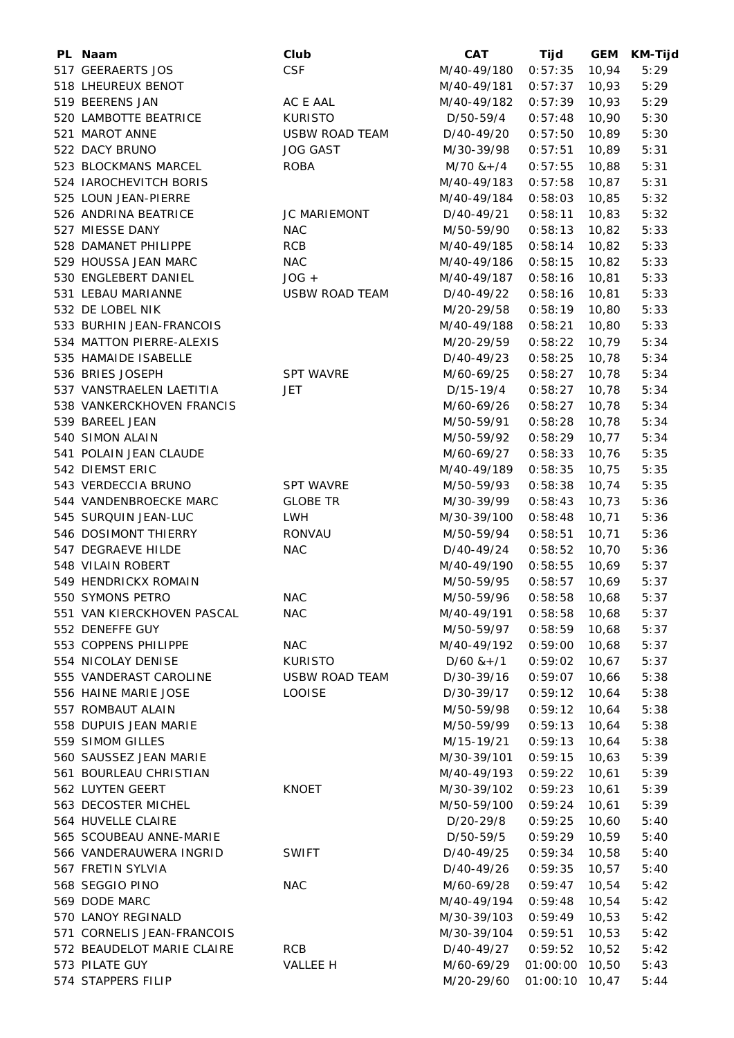| PL | Naam | Club | CAT | Tijd | GEM | KM-Tijd |
|---|---|---|---|---|---|---|
| 517 | GEERAERTS JOS | CSF | M/40-49/180 | 0:57:35 | 10,94 | 5:29 |
| 518 | LHEUREUX BENOT | | M/40-49/181 | 0:57:37 | 10,93 | 5:29 |
| 519 | BEERENS JAN | AC E AAL | M/40-49/182 | 0:57:39 | 10,93 | 5:29 |
| 520 | LAMBOTTE BEATRICE | KURISTO | D/50-59/4 | 0:57:48 | 10,90 | 5:30 |
| 521 | MAROT ANNE | USBW ROAD TEAM | D/40-49/20 | 0:57:50 | 10,89 | 5:30 |
| 522 | DACY BRUNO | JOG GAST | M/30-39/98 | 0:57:51 | 10,89 | 5:31 |
| 523 | BLOCKMANS MARCEL | ROBA | M/70 &+/4 | 0:57:55 | 10,88 | 5:31 |
| 524 | IAROCHEVITCH BORIS | | M/40-49/183 | 0:57:58 | 10,87 | 5:31 |
| 525 | LOUN JEAN-PIERRE | | M/40-49/184 | 0:58:03 | 10,85 | 5:32 |
| 526 | ANDRINA BEATRICE | JC MARIEMONT | D/40-49/21 | 0:58:11 | 10,83 | 5:32 |
| 527 | MIESSE DANY | NAC | M/50-59/90 | 0:58:13 | 10,82 | 5:33 |
| 528 | DAMANET PHILIPPE | RCB | M/40-49/185 | 0:58:14 | 10,82 | 5:33 |
| 529 | HOUSSA JEAN MARC | NAC | M/40-49/186 | 0:58:15 | 10,82 | 5:33 |
| 530 | ENGLEBERT DANIEL | JOG + | M/40-49/187 | 0:58:16 | 10,81 | 5:33 |
| 531 | LEBAU MARIANNE | USBW ROAD TEAM | D/40-49/22 | 0:58:16 | 10,81 | 5:33 |
| 532 | DE LOBEL NIK | | M/20-29/58 | 0:58:19 | 10,80 | 5:33 |
| 533 | BURHIN JEAN-FRANCOIS | | M/40-49/188 | 0:58:21 | 10,80 | 5:33 |
| 534 | MATTON PIERRE-ALEXIS | | M/20-29/59 | 0:58:22 | 10,79 | 5:34 |
| 535 | HAMAIDE ISABELLE | | D/40-49/23 | 0:58:25 | 10,78 | 5:34 |
| 536 | BRIES JOSEPH | SPT WAVRE | M/60-69/25 | 0:58:27 | 10,78 | 5:34 |
| 537 | VANSTRAELEN LAETITIA | JET | D/15-19/4 | 0:58:27 | 10,78 | 5:34 |
| 538 | VANKERCKHOVEN FRANCIS | | M/60-69/26 | 0:58:27 | 10,78 | 5:34 |
| 539 | BAREEL JEAN | | M/50-59/91 | 0:58:28 | 10,78 | 5:34 |
| 540 | SIMON ALAIN | | M/50-59/92 | 0:58:29 | 10,77 | 5:34 |
| 541 | POLAIN JEAN CLAUDE | | M/60-69/27 | 0:58:33 | 10,76 | 5:35 |
| 542 | DIEMST ERIC | | M/40-49/189 | 0:58:35 | 10,75 | 5:35 |
| 543 | VERDECCIA BRUNO | SPT WAVRE | M/50-59/93 | 0:58:38 | 10,74 | 5:35 |
| 544 | VANDENBROECKE MARC | GLOBE TR | M/30-39/99 | 0:58:43 | 10,73 | 5:36 |
| 545 | SURQUIN JEAN-LUC | LWH | M/30-39/100 | 0:58:48 | 10,71 | 5:36 |
| 546 | DOSIMONT THIERRY | RONVAU | M/50-59/94 | 0:58:51 | 10,71 | 5:36 |
| 547 | DEGRAEVE HILDE | NAC | D/40-49/24 | 0:58:52 | 10,70 | 5:36 |
| 548 | VILAIN ROBERT | | M/40-49/190 | 0:58:55 | 10,69 | 5:37 |
| 549 | HENDRICKX ROMAIN | | M/50-59/95 | 0:58:57 | 10,69 | 5:37 |
| 550 | SYMONS PETRO | NAC | M/50-59/96 | 0:58:58 | 10,68 | 5:37 |
| 551 | VAN KIERCKHOVEN PASCAL | NAC | M/40-49/191 | 0:58:58 | 10,68 | 5:37 |
| 552 | DENEFFE GUY | | M/50-59/97 | 0:58:59 | 10,68 | 5:37 |
| 553 | COPPENS PHILIPPE | NAC | M/40-49/192 | 0:59:00 | 10,68 | 5:37 |
| 554 | NICOLAY DENISE | KURISTO | D/60 &+/1 | 0:59:02 | 10,67 | 5:37 |
| 555 | VANDERAST CAROLINE | USBW ROAD TEAM | D/30-39/16 | 0:59:07 | 10,66 | 5:38 |
| 556 | HAINE MARIE JOSE | LOOISE | D/30-39/17 | 0:59:12 | 10,64 | 5:38 |
| 557 | ROMBAUT ALAIN | | M/50-59/98 | 0:59:12 | 10,64 | 5:38 |
| 558 | DUPUIS JEAN MARIE | | M/50-59/99 | 0:59:13 | 10,64 | 5:38 |
| 559 | SIMOM GILLES | | M/15-19/21 | 0:59:13 | 10,64 | 5:38 |
| 560 | SAUSSEZ JEAN MARIE | | M/30-39/101 | 0:59:15 | 10,63 | 5:39 |
| 561 | BOURLEAU CHRISTIAN | | M/40-49/193 | 0:59:22 | 10,61 | 5:39 |
| 562 | LUYTEN GEERT | KNOET | M/30-39/102 | 0:59:23 | 10,61 | 5:39 |
| 563 | DECOSTER MICHEL | | M/50-59/100 | 0:59:24 | 10,61 | 5:39 |
| 564 | HUVELLE CLAIRE | | D/20-29/8 | 0:59:25 | 10,60 | 5:40 |
| 565 | SCOUBEAU ANNE-MARIE | | D/50-59/5 | 0:59:29 | 10,59 | 5:40 |
| 566 | VANDERAUWERA INGRID | SWIFT | D/40-49/25 | 0:59:34 | 10,58 | 5:40 |
| 567 | FRETIN SYLVIA | | D/40-49/26 | 0:59:35 | 10,57 | 5:40 |
| 568 | SEGGIO PINO | NAC | M/60-69/28 | 0:59:47 | 10,54 | 5:42 |
| 569 | DODE MARC | | M/40-49/194 | 0:59:48 | 10,54 | 5:42 |
| 570 | LANOY REGINALD | | M/30-39/103 | 0:59:49 | 10,53 | 5:42 |
| 571 | CORNELIS JEAN-FRANCOIS | | M/30-39/104 | 0:59:51 | 10,53 | 5:42 |
| 572 | BEAUDELOT MARIE CLAIRE | RCB | D/40-49/27 | 0:59:52 | 10,52 | 5:42 |
| 573 | PILATE GUY | VALLEE H | M/60-69/29 | 01:00:00 | 10,50 | 5:43 |
| 574 | STAPPERS FILIP | | M/20-29/60 | 01:00:10 | 10,47 | 5:44 |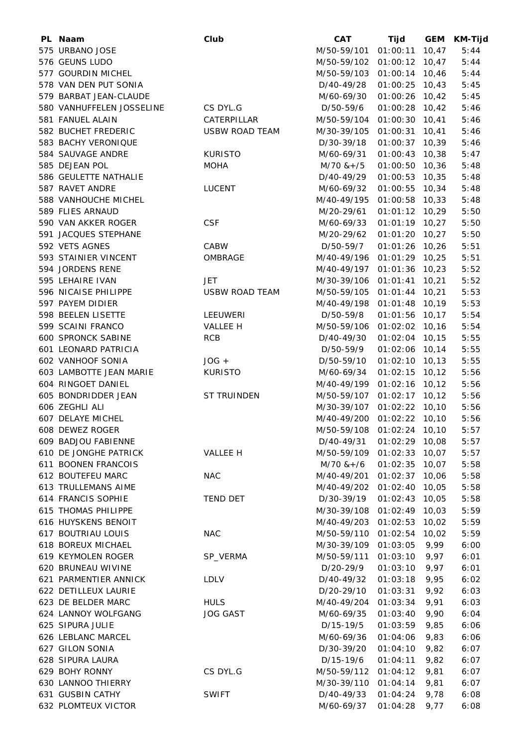| PL | Naam | Club | CAT | Tijd | GEM | KM-Tijd |
|---|---|---|---|---|---|---|
| 575 | URBANO JOSE | | M/50-59/101 | 01:00:11 | 10,47 | 5:44 |
| 576 | GEUNS LUDO | | M/50-59/102 | 01:00:12 | 10,47 | 5:44 |
| 577 | GOURDIN MICHEL | | M/50-59/103 | 01:00:14 | 10,46 | 5:44 |
| 578 | VAN DEN PUT SONIA | | D/40-49/28 | 01:00:25 | 10,43 | 5:45 |
| 579 | BARBAT JEAN-CLAUDE | | M/60-69/30 | 01:00:26 | 10,42 | 5:45 |
| 580 | VANHUFFELEN JOSSELINE | CS DYL.G | D/50-59/6 | 01:00:28 | 10,42 | 5:46 |
| 581 | FANUEL ALAIN | CATERPILLAR | M/50-59/104 | 01:00:30 | 10,41 | 5:46 |
| 582 | BUCHET FREDERIC | USBW ROAD TEAM | M/30-39/105 | 01:00:31 | 10,41 | 5:46 |
| 583 | BACHY VERONIQUE | | D/30-39/18 | 01:00:37 | 10,39 | 5:46 |
| 584 | SAUVAGE ANDRE | KURISTO | M/60-69/31 | 01:00:43 | 10,38 | 5:47 |
| 585 | DEJEAN POL | MOHA | M/70 &+/5 | 01:00:50 | 10,36 | 5:48 |
| 586 | GEULETTE NATHALIE | | D/40-49/29 | 01:00:53 | 10,35 | 5:48 |
| 587 | RAVET ANDRE | LUCENT | M/60-69/32 | 01:00:55 | 10,34 | 5:48 |
| 588 | VANHOUCHE MICHEL | | M/40-49/195 | 01:00:58 | 10,33 | 5:48 |
| 589 | FLIES ARNAUD | | M/20-29/61 | 01:01:12 | 10,29 | 5:50 |
| 590 | VAN AKKER ROGER | CSF | M/60-69/33 | 01:01:19 | 10,27 | 5:50 |
| 591 | JACQUES STEPHANE | | M/20-29/62 | 01:01:20 | 10,27 | 5:50 |
| 592 | VETS AGNES | CABW | D/50-59/7 | 01:01:26 | 10,26 | 5:51 |
| 593 | STAINIER VINCENT | OMBRAGE | M/40-49/196 | 01:01:29 | 10,25 | 5:51 |
| 594 | JORDENS RENE | | M/40-49/197 | 01:01:36 | 10,23 | 5:52 |
| 595 | LEHAIRE IVAN | JET | M/30-39/106 | 01:01:41 | 10,21 | 5:52 |
| 596 | NICAISE PHILIPPE | USBW ROAD TEAM | M/50-59/105 | 01:01:44 | 10,21 | 5:53 |
| 597 | PAYEM DIDIER | | M/40-49/198 | 01:01:48 | 10,19 | 5:53 |
| 598 | BEELEN LISETTE | LEEUWERI | D/50-59/8 | 01:01:56 | 10,17 | 5:54 |
| 599 | SCAINI FRANCO | VALLEE H | M/50-59/106 | 01:02:02 | 10,16 | 5:54 |
| 600 | SPRONCK SABINE | RCB | D/40-49/30 | 01:02:04 | 10,15 | 5:55 |
| 601 | LEONARD PATRICIA | | D/50-59/9 | 01:02:06 | 10,14 | 5:55 |
| 602 | VANHOOF SONIA | JOG + | D/50-59/10 | 01:02:10 | 10,13 | 5:55 |
| 603 | LAMBOTTE JEAN MARIE | KURISTO | M/60-69/34 | 01:02:15 | 10,12 | 5:56 |
| 604 | RINGOET DANIEL | | M/40-49/199 | 01:02:16 | 10,12 | 5:56 |
| 605 | BONDRIDDER JEAN | ST TRUINDEN | M/50-59/107 | 01:02:17 | 10,12 | 5:56 |
| 606 | ZEGHLI ALI | | M/30-39/107 | 01:02:22 | 10,10 | 5:56 |
| 607 | DELAYE MICHEL | | M/40-49/200 | 01:02:22 | 10,10 | 5:56 |
| 608 | DEWEZ ROGER | | M/50-59/108 | 01:02:24 | 10,10 | 5:57 |
| 609 | BADJOU FABIENNE | | D/40-49/31 | 01:02:29 | 10,08 | 5:57 |
| 610 | DE JONGHE PATRICK | VALLEE H | M/50-59/109 | 01:02:33 | 10,07 | 5:57 |
| 611 | BOONEN FRANCOIS | | M/70 &+/6 | 01:02:35 | 10,07 | 5:58 |
| 612 | BOUTEFEU MARC | NAC | M/40-49/201 | 01:02:37 | 10,06 | 5:58 |
| 613 | TRULLEMANS AIME | | M/40-49/202 | 01:02:40 | 10,05 | 5:58 |
| 614 | FRANCIS SOPHIE | TEND DET | D/30-39/19 | 01:02:43 | 10,05 | 5:58 |
| 615 | THOMAS PHILIPPE | | M/30-39/108 | 01:02:49 | 10,03 | 5:59 |
| 616 | HUYSKENS BENOIT | | M/40-49/203 | 01:02:53 | 10,02 | 5:59 |
| 617 | BOUTRIAU LOUIS | NAC | M/50-59/110 | 01:02:54 | 10,02 | 5:59 |
| 618 | BOREUX MICHAEL | | M/30-39/109 | 01:03:05 | 9,99 | 6:00 |
| 619 | KEYMOLEN ROGER | SP_VERMA | M/50-59/111 | 01:03:10 | 9,97 | 6:01 |
| 620 | BRUNEAU WIVINE | | D/20-29/9 | 01:03:10 | 9,97 | 6:01 |
| 621 | PARMENTIER ANNICK | LDLV | D/40-49/32 | 01:03:18 | 9,95 | 6:02 |
| 622 | DETILLEUX LAURIE | | D/20-29/10 | 01:03:31 | 9,92 | 6:03 |
| 623 | DE BELDER MARC | HULS | M/40-49/204 | 01:03:34 | 9,91 | 6:03 |
| 624 | LANNOY WOLFGANG | JOG GAST | M/60-69/35 | 01:03:40 | 9,90 | 6:04 |
| 625 | SIPURA JULIE | | D/15-19/5 | 01:03:59 | 9,85 | 6:06 |
| 626 | LEBLANC MARCEL | | M/60-69/36 | 01:04:06 | 9,83 | 6:06 |
| 627 | GILON SONIA | | D/30-39/20 | 01:04:10 | 9,82 | 6:07 |
| 628 | SIPURA LAURA | | D/15-19/6 | 01:04:11 | 9,82 | 6:07 |
| 629 | BOHY RONNY | CS DYL.G | M/50-59/112 | 01:04:12 | 9,81 | 6:07 |
| 630 | LANNOO THIERRY | | M/30-39/110 | 01:04:14 | 9,81 | 6:07 |
| 631 | GUSBIN CATHY | SWIFT | D/40-49/33 | 01:04:24 | 9,78 | 6:08 |
| 632 | PLOMTEUX VICTOR | | M/60-69/37 | 01:04:28 | 9,77 | 6:08 |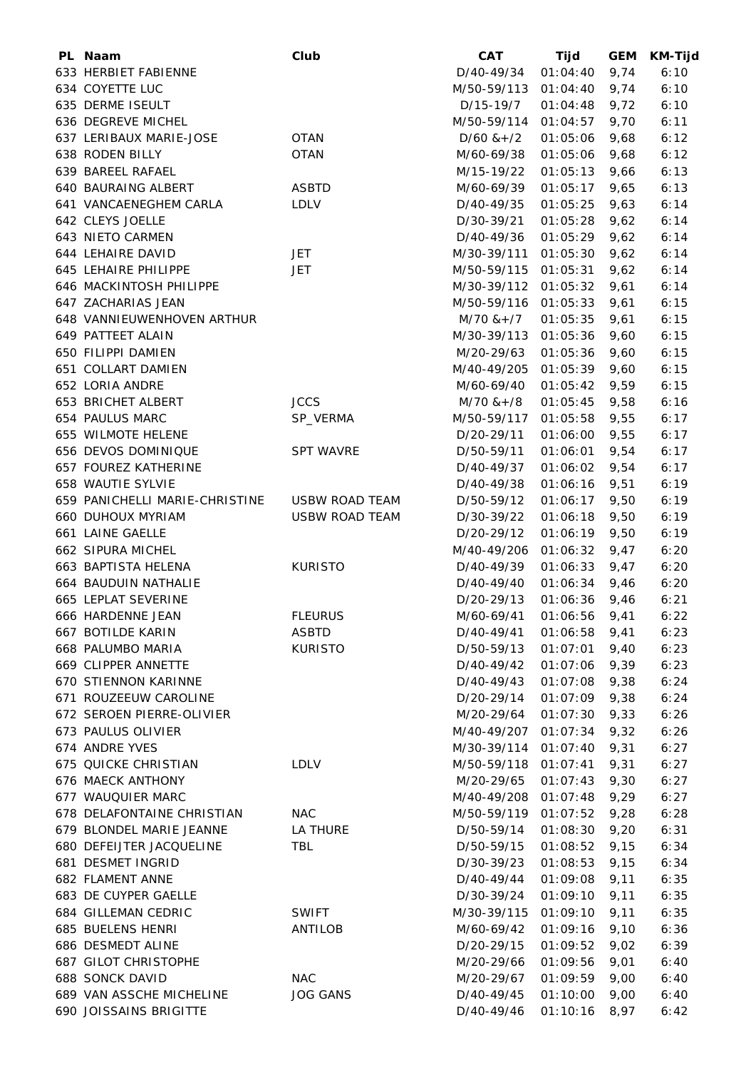| PL | Naam | Club | CAT | Tijd | GEM | KM-Tijd |
|---|---|---|---|---|---|---|
| 633 | HERBIET FABIENNE | | D/40-49/34 | 01:04:40 | 9,74 | 6:10 |
| 634 | COYETTE LUC | | M/50-59/113 | 01:04:40 | 9,74 | 6:10 |
| 635 | DERME ISEULT | | D/15-19/7 | 01:04:48 | 9,72 | 6:10 |
| 636 | DEGREVE MICHEL | | M/50-59/114 | 01:04:57 | 9,70 | 6:11 |
| 637 | LERIBAUX MARIE-JOSE | OTAN | D/60 &+/2 | 01:05:06 | 9,68 | 6:12 |
| 638 | RODEN BILLY | OTAN | M/60-69/38 | 01:05:06 | 9,68 | 6:12 |
| 639 | BAREEL RAFAEL | | M/15-19/22 | 01:05:13 | 9,66 | 6:13 |
| 640 | BAURAING ALBERT | ASBTD | M/60-69/39 | 01:05:17 | 9,65 | 6:13 |
| 641 | VANCAENEGHEM CARLA | LDLV | D/40-49/35 | 01:05:25 | 9,63 | 6:14 |
| 642 | CLEYS JOELLE | | D/30-39/21 | 01:05:28 | 9,62 | 6:14 |
| 643 | NIETO CARMEN | | D/40-49/36 | 01:05:29 | 9,62 | 6:14 |
| 644 | LEHAIRE DAVID | JET | M/30-39/111 | 01:05:30 | 9,62 | 6:14 |
| 645 | LEHAIRE PHILIPPE | JET | M/50-59/115 | 01:05:31 | 9,62 | 6:14 |
| 646 | MACKINTOSH PHILIPPE | | M/30-39/112 | 01:05:32 | 9,61 | 6:14 |
| 647 | ZACHARIAS JEAN | | M/50-59/116 | 01:05:33 | 9,61 | 6:15 |
| 648 | VANNIEUWENHOVEN ARTHUR | | M/70 &+/7 | 01:05:35 | 9,61 | 6:15 |
| 649 | PATTEET ALAIN | | M/30-39/113 | 01:05:36 | 9,60 | 6:15 |
| 650 | FILIPPI DAMIEN | | M/20-29/63 | 01:05:36 | 9,60 | 6:15 |
| 651 | COLLART DAMIEN | | M/40-49/205 | 01:05:39 | 9,60 | 6:15 |
| 652 | LORIA ANDRE | | M/60-69/40 | 01:05:42 | 9,59 | 6:15 |
| 653 | BRICHET ALBERT | JCCS | M/70 &+/8 | 01:05:45 | 9,58 | 6:16 |
| 654 | PAULUS MARC | SP_VERMA | M/50-59/117 | 01:05:58 | 9,55 | 6:17 |
| 655 | WILMOTE HELENE | | D/20-29/11 | 01:06:00 | 9,55 | 6:17 |
| 656 | DEVOS DOMINIQUE | SPT WAVRE | D/50-59/11 | 01:06:01 | 9,54 | 6:17 |
| 657 | FOUREZ KATHERINE | | D/40-49/37 | 01:06:02 | 9,54 | 6:17 |
| 658 | WAUTIE SYLVIE | | D/40-49/38 | 01:06:16 | 9,51 | 6:19 |
| 659 | PANICHELLI MARIE-CHRISTINE | USBW ROAD TEAM | D/50-59/12 | 01:06:17 | 9,50 | 6:19 |
| 660 | DUHOUX MYRIAM | USBW ROAD TEAM | D/30-39/22 | 01:06:18 | 9,50 | 6:19 |
| 661 | LAINE GAELLE | | D/20-29/12 | 01:06:19 | 9,50 | 6:19 |
| 662 | SIPURA MICHEL | | M/40-49/206 | 01:06:32 | 9,47 | 6:20 |
| 663 | BAPTISTA HELENA | KURISTO | D/40-49/39 | 01:06:33 | 9,47 | 6:20 |
| 664 | BAUDUIN NATHALIE | | D/40-49/40 | 01:06:34 | 9,46 | 6:20 |
| 665 | LEPLAT SEVERINE | | D/20-29/13 | 01:06:36 | 9,46 | 6:21 |
| 666 | HARDENNE JEAN | FLEURUS | M/60-69/41 | 01:06:56 | 9,41 | 6:22 |
| 667 | BOTILDE KARIN | ASBTD | D/40-49/41 | 01:06:58 | 9,41 | 6:23 |
| 668 | PALUMBO MARIA | KURISTO | D/50-59/13 | 01:07:01 | 9,40 | 6:23 |
| 669 | CLIPPER ANNETTE | | D/40-49/42 | 01:07:06 | 9,39 | 6:23 |
| 670 | STIENNON KARINNE | | D/40-49/43 | 01:07:08 | 9,38 | 6:24 |
| 671 | ROUZEEUW CAROLINE | | D/20-29/14 | 01:07:09 | 9,38 | 6:24 |
| 672 | SEROEN PIERRE-OLIVIER | | M/20-29/64 | 01:07:30 | 9,33 | 6:26 |
| 673 | PAULUS OLIVIER | | M/40-49/207 | 01:07:34 | 9,32 | 6:26 |
| 674 | ANDRE YVES | | M/30-39/114 | 01:07:40 | 9,31 | 6:27 |
| 675 | QUICKE CHRISTIAN | LDLV | M/50-59/118 | 01:07:41 | 9,31 | 6:27 |
| 676 | MAECK ANTHONY | | M/20-29/65 | 01:07:43 | 9,30 | 6:27 |
| 677 | WAUQUIER MARC | | M/40-49/208 | 01:07:48 | 9,29 | 6:27 |
| 678 | DELAFONTAINE CHRISTIAN | NAC | M/50-59/119 | 01:07:52 | 9,28 | 6:28 |
| 679 | BLONDEL MARIE JEANNE | LA THURE | D/50-59/14 | 01:08:30 | 9,20 | 6:31 |
| 680 | DEFEIJTER JACQUELINE | TBL | D/50-59/15 | 01:08:52 | 9,15 | 6:34 |
| 681 | DESMET INGRID | | D/30-39/23 | 01:08:53 | 9,15 | 6:34 |
| 682 | FLAMENT ANNE | | D/40-49/44 | 01:09:08 | 9,11 | 6:35 |
| 683 | DE CUYPER GAELLE | | D/30-39/24 | 01:09:10 | 9,11 | 6:35 |
| 684 | GILLEMAN CEDRIC | SWIFT | M/30-39/115 | 01:09:10 | 9,11 | 6:35 |
| 685 | BUELENS HENRI | ANTILOB | M/60-69/42 | 01:09:16 | 9,10 | 6:36 |
| 686 | DESMEDT ALINE | | D/20-29/15 | 01:09:52 | 9,02 | 6:39 |
| 687 | GILOT CHRISTOPHE | | M/20-29/66 | 01:09:56 | 9,01 | 6:40 |
| 688 | SONCK DAVID | NAC | M/20-29/67 | 01:09:59 | 9,00 | 6:40 |
| 689 | VAN ASSCHE MICHELINE | JOG GANS | D/40-49/45 | 01:10:00 | 9,00 | 6:40 |
| 690 | JOISSAINS BRIGITTE | | D/40-49/46 | 01:10:16 | 8,97 | 6:42 |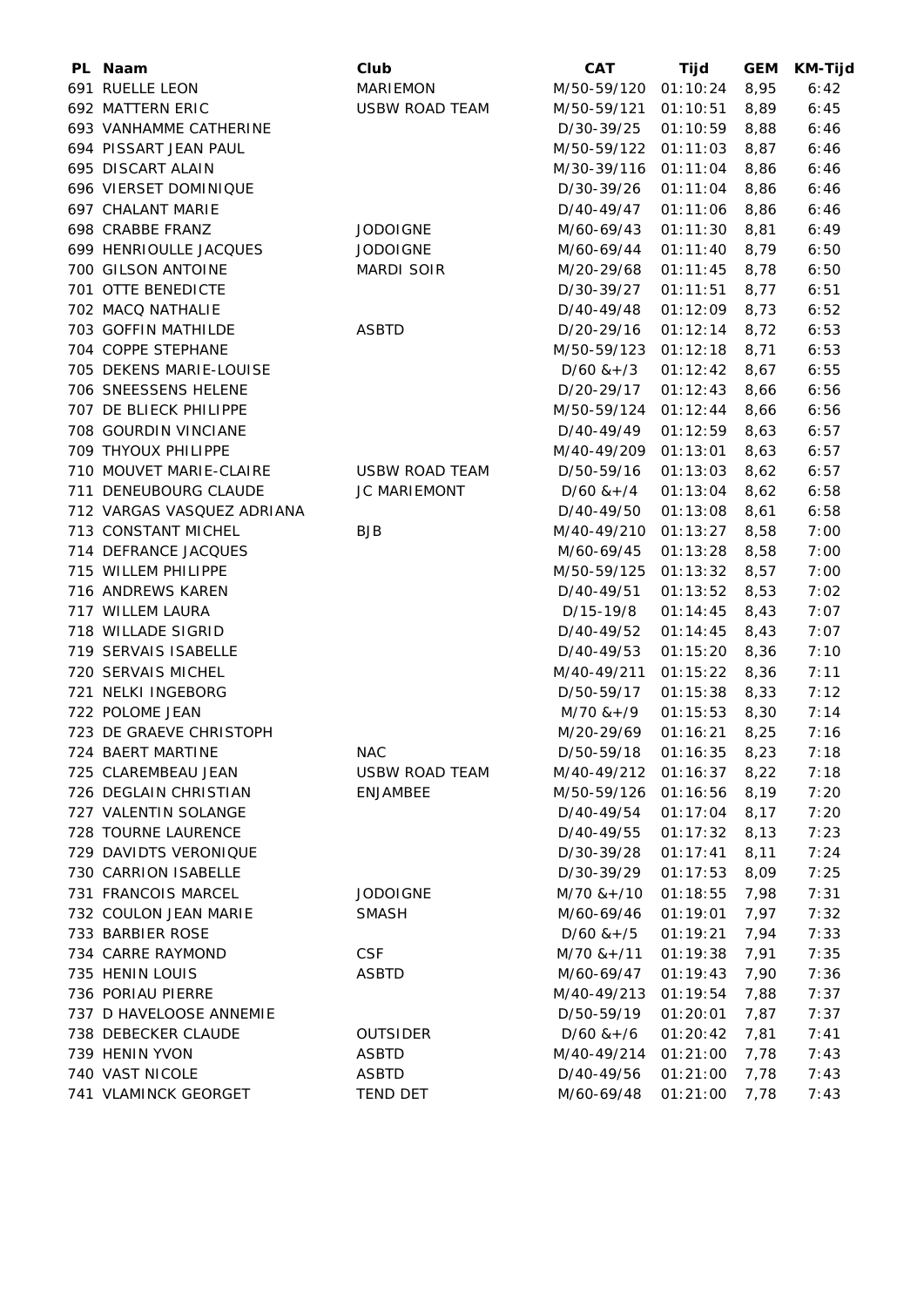| PL | Naam | Club | CAT | Tijd | GEM | KM-Tijd |
|---|---|---|---|---|---|---|
| 691 | RUELLE LEON | MARIEMON | M/50-59/120 | 01:10:24 | 8,95 | 6:42 |
| 692 | MATTERN ERIC | USBW ROAD TEAM | M/50-59/121 | 01:10:51 | 8,89 | 6:45 |
| 693 | VANHAMME CATHERINE | | D/30-39/25 | 01:10:59 | 8,88 | 6:46 |
| 694 | PISSART JEAN PAUL | | M/50-59/122 | 01:11:03 | 8,87 | 6:46 |
| 695 | DISCART ALAIN | | M/30-39/116 | 01:11:04 | 8,86 | 6:46 |
| 696 | VIERSET DOMINIQUE | | D/30-39/26 | 01:11:04 | 8,86 | 6:46 |
| 697 | CHALANT MARIE | | D/40-49/47 | 01:11:06 | 8,86 | 6:46 |
| 698 | CRABBE FRANZ | JODOIGNE | M/60-69/43 | 01:11:30 | 8,81 | 6:49 |
| 699 | HENRIOULLE JACQUES | JODOIGNE | M/60-69/44 | 01:11:40 | 8,79 | 6:50 |
| 700 | GILSON ANTOINE | MARDI SOIR | M/20-29/68 | 01:11:45 | 8,78 | 6:50 |
| 701 | OTTE BENEDICTE | | D/30-39/27 | 01:11:51 | 8,77 | 6:51 |
| 702 | MACQ NATHALIE | | D/40-49/48 | 01:12:09 | 8,73 | 6:52 |
| 703 | GOFFIN MATHILDE | ASBTD | D/20-29/16 | 01:12:14 | 8,72 | 6:53 |
| 704 | COPPE STEPHANE | | M/50-59/123 | 01:12:18 | 8,71 | 6:53 |
| 705 | DEKENS MARIE-LOUISE | | D/60 &+/3 | 01:12:42 | 8,67 | 6:55 |
| 706 | SNEESSENS HELENE | | D/20-29/17 | 01:12:43 | 8,66 | 6:56 |
| 707 | DE BLIECK PHILIPPE | | M/50-59/124 | 01:12:44 | 8,66 | 6:56 |
| 708 | GOURDIN VINCIANE | | D/40-49/49 | 01:12:59 | 8,63 | 6:57 |
| 709 | THYOUX PHILIPPE | | M/40-49/209 | 01:13:01 | 8,63 | 6:57 |
| 710 | MOUVET MARIE-CLAIRE | USBW ROAD TEAM | D/50-59/16 | 01:13:03 | 8,62 | 6:57 |
| 711 | DENEUBOURG CLAUDE | JC MARIEMONT | D/60 &+/4 | 01:13:04 | 8,62 | 6:58 |
| 712 | VARGAS VASQUEZ ADRIANA | | D/40-49/50 | 01:13:08 | 8,61 | 6:58 |
| 713 | CONSTANT MICHEL | BJB | M/40-49/210 | 01:13:27 | 8,58 | 7:00 |
| 714 | DEFRANCE JACQUES | | M/60-69/45 | 01:13:28 | 8,58 | 7:00 |
| 715 | WILLEM PHILIPPE | | M/50-59/125 | 01:13:32 | 8,57 | 7:00 |
| 716 | ANDREWS KAREN | | D/40-49/51 | 01:13:52 | 8,53 | 7:02 |
| 717 | WILLEM LAURA | | D/15-19/8 | 01:14:45 | 8,43 | 7:07 |
| 718 | WILLADE SIGRID | | D/40-49/52 | 01:14:45 | 8,43 | 7:07 |
| 719 | SERVAIS ISABELLE | | D/40-49/53 | 01:15:20 | 8,36 | 7:10 |
| 720 | SERVAIS MICHEL | | M/40-49/211 | 01:15:22 | 8,36 | 7:11 |
| 721 | NELKI INGEBORG | | D/50-59/17 | 01:15:38 | 8,33 | 7:12 |
| 722 | POLOME JEAN | | M/70 &+/9 | 01:15:53 | 8,30 | 7:14 |
| 723 | DE GRAEVE CHRISTOPH | | M/20-29/69 | 01:16:21 | 8,25 | 7:16 |
| 724 | BAERT MARTINE | NAC | D/50-59/18 | 01:16:35 | 8,23 | 7:18 |
| 725 | CLAREMBEAU JEAN | USBW ROAD TEAM | M/40-49/212 | 01:16:37 | 8,22 | 7:18 |
| 726 | DEGLAIN CHRISTIAN | ENJAMBEE | M/50-59/126 | 01:16:56 | 8,19 | 7:20 |
| 727 | VALENTIN SOLANGE | | D/40-49/54 | 01:17:04 | 8,17 | 7:20 |
| 728 | TOURNE LAURENCE | | D/40-49/55 | 01:17:32 | 8,13 | 7:23 |
| 729 | DAVIDTS VERONIQUE | | D/30-39/28 | 01:17:41 | 8,11 | 7:24 |
| 730 | CARRION ISABELLE | | D/30-39/29 | 01:17:53 | 8,09 | 7:25 |
| 731 | FRANCOIS MARCEL | JODOIGNE | M/70 &+/10 | 01:18:55 | 7,98 | 7:31 |
| 732 | COULON JEAN MARIE | SMASH | M/60-69/46 | 01:19:01 | 7,97 | 7:32 |
| 733 | BARBIER ROSE | | D/60 &+/5 | 01:19:21 | 7,94 | 7:33 |
| 734 | CARRE RAYMOND | CSF | M/70 &+/11 | 01:19:38 | 7,91 | 7:35 |
| 735 | HENIN LOUIS | ASBTD | M/60-69/47 | 01:19:43 | 7,90 | 7:36 |
| 736 | PORIAU PIERRE | | M/40-49/213 | 01:19:54 | 7,88 | 7:37 |
| 737 | D HAVELOOSE ANNEMIE | | D/50-59/19 | 01:20:01 | 7,87 | 7:37 |
| 738 | DEBECKER CLAUDE | OUTSIDER | D/60 &+/6 | 01:20:42 | 7,81 | 7:41 |
| 739 | HENIN YVON | ASBTD | M/40-49/214 | 01:21:00 | 7,78 | 7:43 |
| 740 | VAST NICOLE | ASBTD | D/40-49/56 | 01:21:00 | 7,78 | 7:43 |
| 741 | VLAMINCK GEORGET | TEND DET | M/60-69/48 | 01:21:00 | 7,78 | 7:43 |